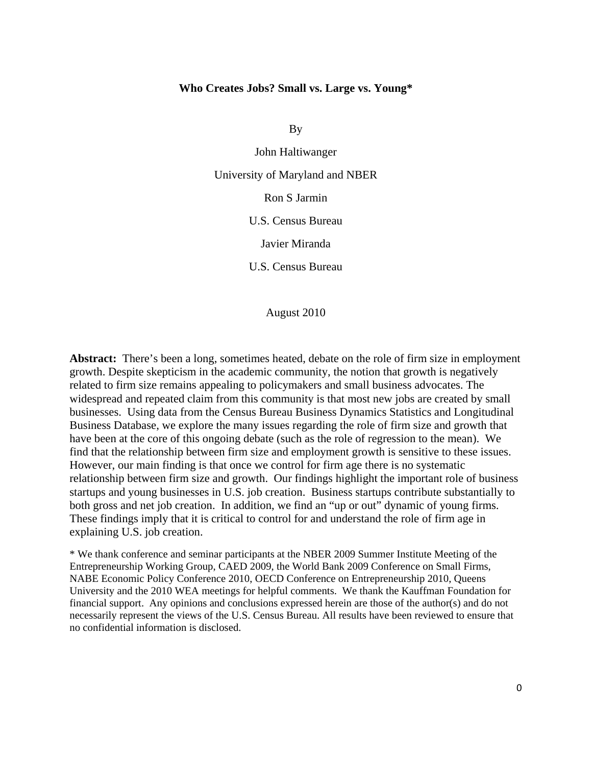# Who Creates Jobs? Small vs. Large vs. Young*

By

John Haltiwanger

University of Maryland and NBER

Ron S Jarmin

U.S. Census Bureau

Javier Miranda

U.S. Census Bureau

August 2010

**Abstract:** There's been a long, sometimes heated, debate on the role of firm size in employment growth. Despite skepticism in the academic community, the notion that growth is negatively related to firm size remains appealing to policymakers and small business advocates. The widespread and repeated claim from this community is that most new jobs are created by small businesses. Using data from the Census Bureau Business Dynamics Statistics and Longitudinal Business Database, we explore the many issues regarding the role of firm size and growth that have been at the core of this ongoing debate (such as the role of regression to the mean). We find that the relationship between firm size and employment growth is sensitive to these issues. However, our main finding is that once we control for firm age there is no systematic relationship between firm size and growth. Our findings highlight the important role of business startups and young businesses in U.S. job creation. Business startups contribute substantially to both gross and net job creation. In addition, we find an "up or out" dynamic of young firms. These findings imply that it is critical to control for and understand the role of firm age in explaining U.S. job creation.

* We thank conference and seminar participants at the NBER 2009 Summer Institute Meeting of the Entrepreneurship Working Group, CAED 2009, the World Bank 2009 Conference on Small Firms, NABE Economic Policy Conference 2010, OECD Conference on Entrepreneurship 2010, Queens University and the 2010 WEA meetings for helpful comments. We thank the Kauffman Foundation for financial support. Any opinions and conclusions expressed herein are those of the author(s) and do not necessarily represent the views of the U.S. Census Bureau. All results have been reviewed to ensure that no confidential information is disclosed.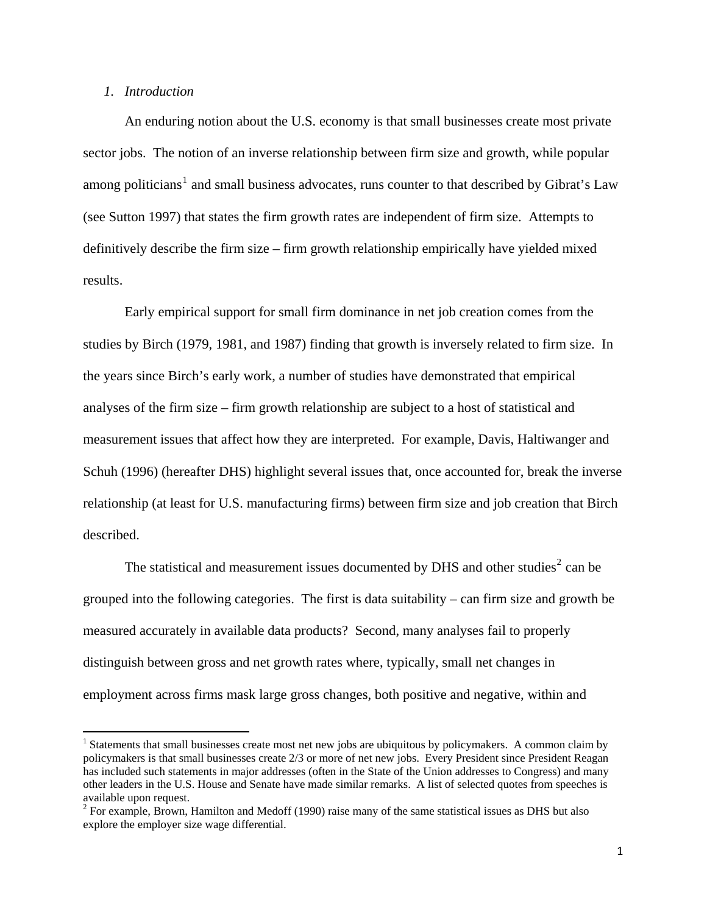## 1. *Introduction*

An enduring notion about the U.S. economy is that small businesses create most private sector jobs. The notion of an inverse relationship between firm size and growth, while popular among politicians[1] and small business advocates, runs counter to that described by Gibrat's Law (see Sutton 1997) that states the firm growth rates are independent of firm size. Attempts to definitively describe the firm size – firm growth relationship empirically have yielded mixed results.

Early empirical support for small firm dominance in net job creation comes from the studies by Birch (1979, 1981, and 1987) finding that growth is inversely related to firm size. In the years since Birch's early work, a number of studies have demonstrated that empirical analyses of the firm size – firm growth relationship are subject to a host of statistical and measurement issues that affect how they are interpreted. For example, Davis, Haltiwanger and Schuh (1996) (hereafter DHS) highlight several issues that, once accounted for, break the inverse relationship (at least for U.S. manufacturing firms) between firm size and job creation that Birch described.

The statistical and measurement issues documented by DHS and other studies[2] can be grouped into the following categories. The first is data suitability – can firm size and growth be measured accurately in available data products? Second, many analyses fail to properly distinguish between gross and net growth rates where, typically, small net changes in employment across firms mask large gross changes, both positive and negative, within and

---

[1] Statements that small businesses create most net new jobs are ubiquitous by policymakers. A common claim by policymakers is that small businesses create 2/3 or more of net new jobs. Every President since President Reagan has included such statements in major addresses (often in the State of the Union addresses to Congress) and many other leaders in the U.S. House and Senate have made similar remarks. A list of selected quotes from speeches is available upon request.

[2] For example, Brown, Hamilton and Medoff (1990) raise many of the same statistical issues as DHS but also explore the employer size wage differential.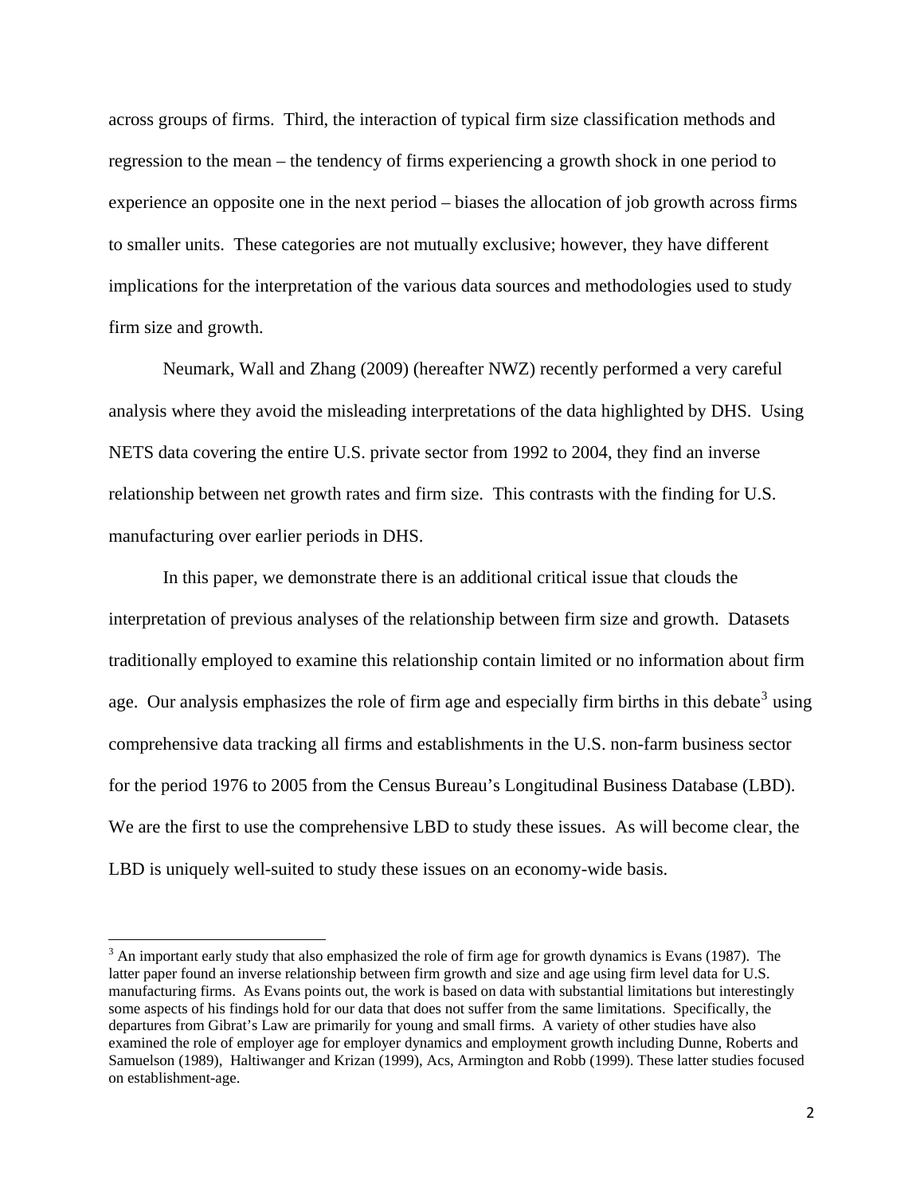across groups of firms. Third, the interaction of typical firm size classification methods and regression to the mean – the tendency of firms experiencing a growth shock in one period to experience an opposite one in the next period – biases the allocation of job growth across firms to smaller units. These categories are not mutually exclusive; however, they have different implications for the interpretation of the various data sources and methodologies used to study firm size and growth.

Neumark, Wall and Zhang (2009) (hereafter NWZ) recently performed a very careful analysis where they avoid the misleading interpretations of the data highlighted by DHS. Using NETS data covering the entire U.S. private sector from 1992 to 2004, they find an inverse relationship between net growth rates and firm size. This contrasts with the finding for U.S. manufacturing over earlier periods in DHS.

In this paper, we demonstrate there is an additional critical issue that clouds the interpretation of previous analyses of the relationship between firm size and growth. Datasets traditionally employed to examine this relationship contain limited or no information about firm age. Our analysis emphasizes the role of firm age and especially firm births in this debate[3] using comprehensive data tracking all firms and establishments in the U.S. non-farm business sector for the period 1976 to 2005 from the Census Bureau's Longitudinal Business Database (LBD). We are the first to use the comprehensive LBD to study these issues. As will become clear, the LBD is uniquely well-suited to study these issues on an economy-wide basis.

[3] An important early study that also emphasized the role of firm age for growth dynamics is Evans (1987). The latter paper found an inverse relationship between firm growth and size and age using firm level data for U.S. manufacturing firms. As Evans points out, the work is based on data with substantial limitations but interestingly some aspects of his findings hold for our data that does not suffer from the same limitations. Specifically, the departures from Gibrat's Law are primarily for young and small firms. A variety of other studies have also examined the role of employer age for employer dynamics and employment growth including Dunne, Roberts and Samuelson (1989), Haltiwanger and Krizan (1999), Acs, Armington and Robb (1999). These latter studies focused on establishment-age.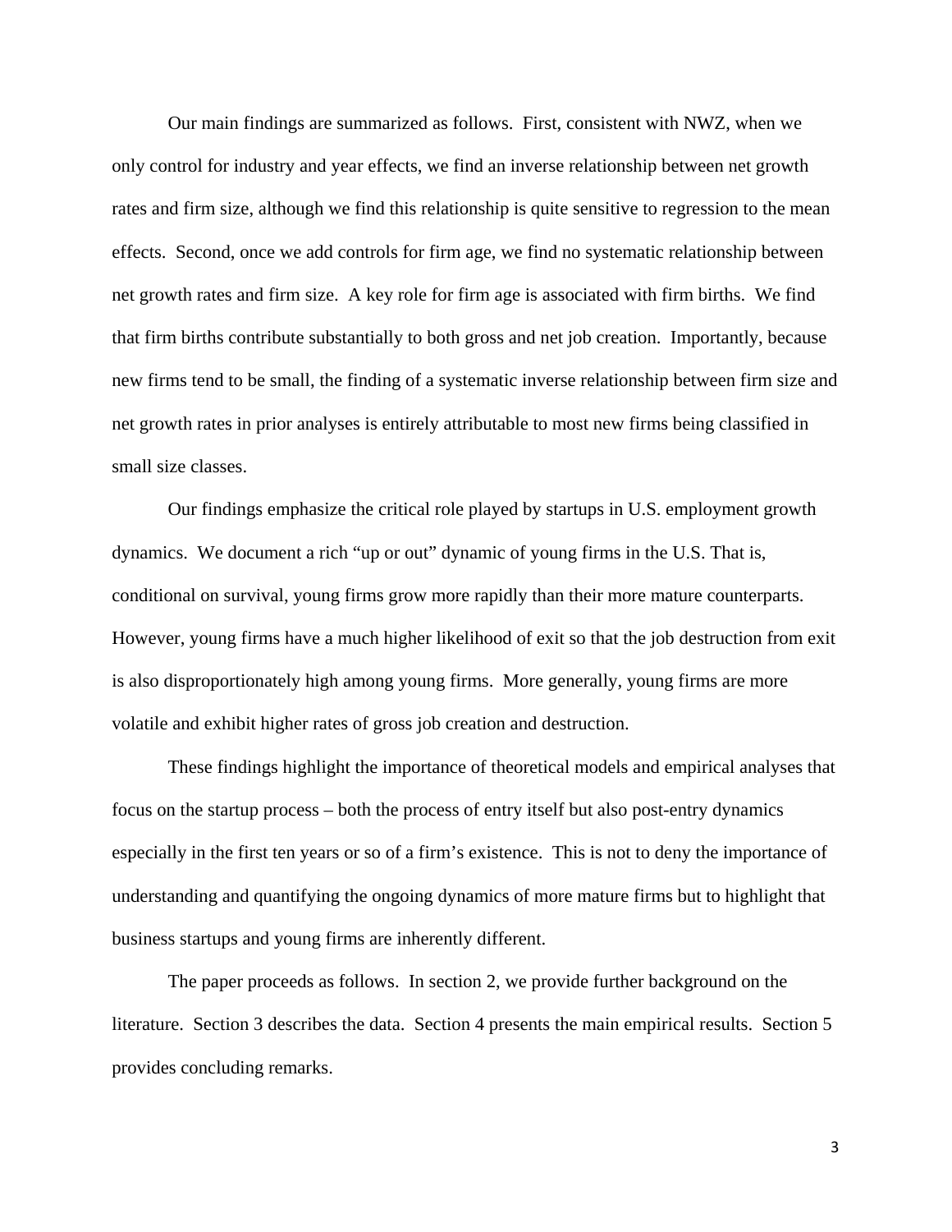Our main findings are summarized as follows. First, consistent with NWZ, when we only control for industry and year effects, we find an inverse relationship between net growth rates and firm size, although we find this relationship is quite sensitive to regression to the mean effects. Second, once we add controls for firm age, we find no systematic relationship between net growth rates and firm size. A key role for firm age is associated with firm births. We find that firm births contribute substantially to both gross and net job creation. Importantly, because new firms tend to be small, the finding of a systematic inverse relationship between firm size and net growth rates in prior analyses is entirely attributable to most new firms being classified in small size classes.

Our findings emphasize the critical role played by startups in U.S. employment growth dynamics. We document a rich "up or out" dynamic of young firms in the U.S. That is, conditional on survival, young firms grow more rapidly than their more mature counterparts. However, young firms have a much higher likelihood of exit so that the job destruction from exit is also disproportionately high among young firms. More generally, young firms are more volatile and exhibit higher rates of gross job creation and destruction.

These findings highlight the importance of theoretical models and empirical analyses that focus on the startup process – both the process of entry itself but also post-entry dynamics especially in the first ten years or so of a firm's existence. This is not to deny the importance of understanding and quantifying the ongoing dynamics of more mature firms but to highlight that business startups and young firms are inherently different.

The paper proceeds as follows. In section 2, we provide further background on the literature. Section 3 describes the data. Section 4 presents the main empirical results. Section 5 provides concluding remarks.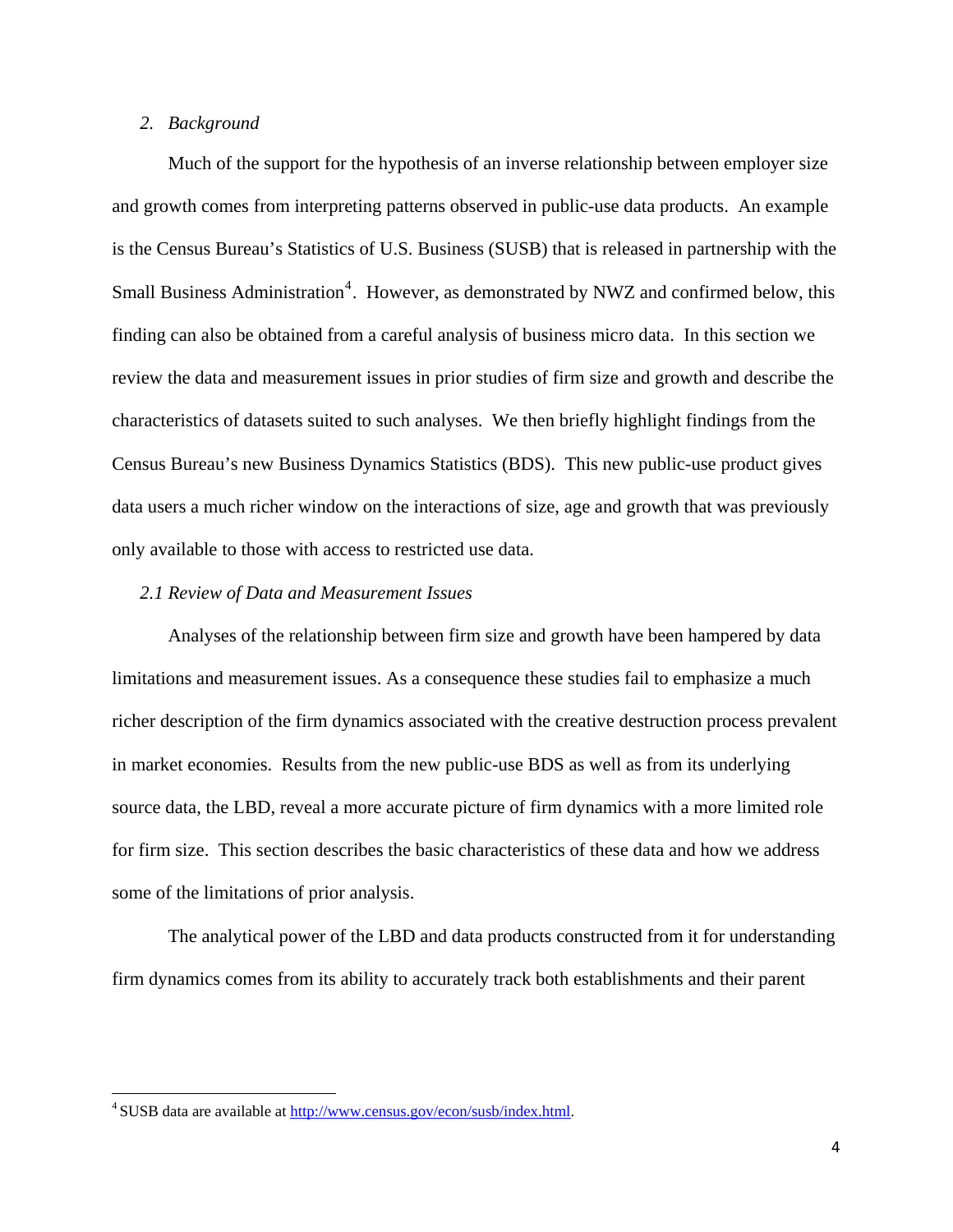## *2. Background*

Much of the support for the hypothesis of an inverse relationship between employer size and growth comes from interpreting patterns observed in public-use data products. An example is the Census Bureau's Statistics of U.S. Business (SUSB) that is released in partnership with the Small Business Administration[4]. However, as demonstrated by NWZ and confirmed below, this finding can also be obtained from a careful analysis of business micro data. In this section we review the data and measurement issues in prior studies of firm size and growth and describe the characteristics of datasets suited to such analyses. We then briefly highlight findings from the Census Bureau's new Business Dynamics Statistics (BDS). This new public-use product gives data users a much richer window on the interactions of size, age and growth that was previously only available to those with access to restricted use data.

### *2.1 Review of Data and Measurement Issues*

Analyses of the relationship between firm size and growth have been hampered by data limitations and measurement issues. As a consequence these studies fail to emphasize a much richer description of the firm dynamics associated with the creative destruction process prevalent in market economies. Results from the new public-use BDS as well as from its underlying source data, the LBD, reveal a more accurate picture of firm dynamics with a more limited role for firm size. This section describes the basic characteristics of these data and how we address some of the limitations of prior analysis.

The analytical power of the LBD and data products constructed from it for understanding firm dynamics comes from its ability to accurately track both establishments and their parent

[4] SUSB data are available at [http://www.census.gov/econ/susb/index.html](http://www.census.gov/econ/susb/index.html).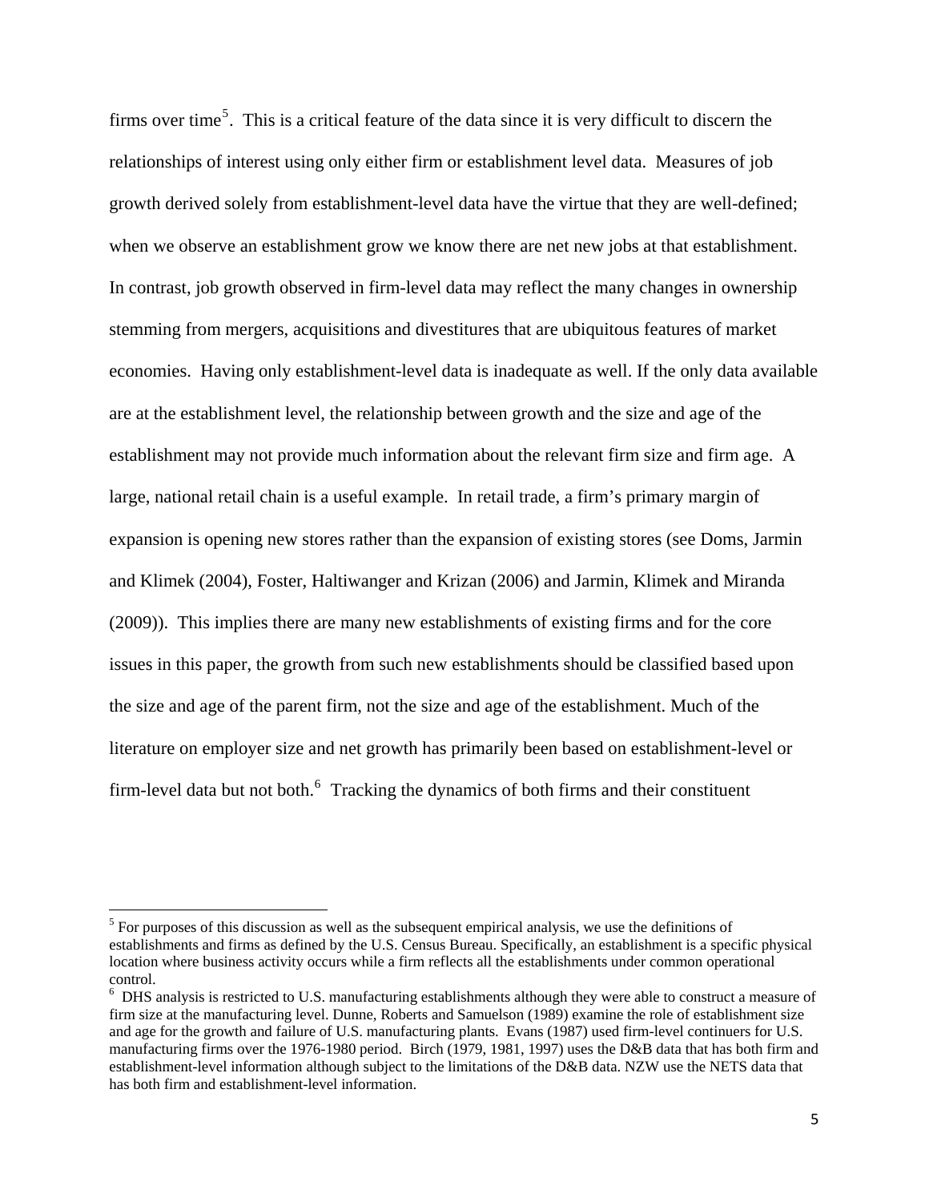firms over time[5]. This is a critical feature of the data since it is very difficult to discern the relationships of interest using only either firm or establishment level data. Measures of job growth derived solely from establishment-level data have the virtue that they are well-defined; when we observe an establishment grow we know there are net new jobs at that establishment. In contrast, job growth observed in firm-level data may reflect the many changes in ownership stemming from mergers, acquisitions and divestitures that are ubiquitous features of market economies. Having only establishment-level data is inadequate as well. If the only data available are at the establishment level, the relationship between growth and the size and age of the establishment may not provide much information about the relevant firm size and firm age. A large, national retail chain is a useful example. In retail trade, a firm's primary margin of expansion is opening new stores rather than the expansion of existing stores (see Doms, Jarmin and Klimek (2004), Foster, Haltiwanger and Krizan (2006) and Jarmin, Klimek and Miranda (2009)). This implies there are many new establishments of existing firms and for the core issues in this paper, the growth from such new establishments should be classified based upon the size and age of the parent firm, not the size and age of the establishment. Much of the literature on employer size and net growth has primarily been based on establishment-level or firm-level data but not both.[6] Tracking the dynamics of both firms and their constituent

---

[5] For purposes of this discussion as well as the subsequent empirical analysis, we use the definitions of establishments and firms as defined by the U.S. Census Bureau. Specifically, an establishment is a specific physical location where business activity occurs while a firm reflects all the establishments under common operational control.

[6] DHS analysis is restricted to U.S. manufacturing establishments although they were able to construct a measure of firm size at the manufacturing level. Dunne, Roberts and Samuelson (1989) examine the role of establishment size and age for the growth and failure of U.S. manufacturing plants. Evans (1987) used firm-level continuers for U.S. manufacturing firms over the 1976-1980 period. Birch (1979, 1981, 1997) uses the D&B data that has both firm and establishment-level information although subject to the limitations of the D&B data. NZW use the NETS data that has both firm and establishment-level information.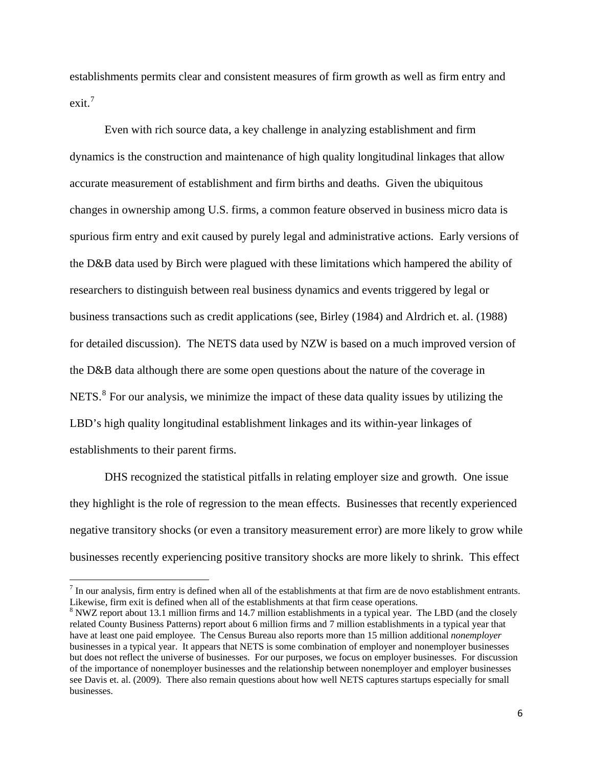establishments permits clear and consistent measures of firm growth as well as firm entry and exit.[7]

Even with rich source data, a key challenge in analyzing establishment and firm dynamics is the construction and maintenance of high quality longitudinal linkages that allow accurate measurement of establishment and firm births and deaths. Given the ubiquitous changes in ownership among U.S. firms, a common feature observed in business micro data is spurious firm entry and exit caused by purely legal and administrative actions. Early versions of the D&B data used by Birch were plagued with these limitations which hampered the ability of researchers to distinguish between real business dynamics and events triggered by legal or business transactions such as credit applications (see, Birley (1984) and Alrdrich et. al. (1988) for detailed discussion). The NETS data used by NZW is based on a much improved version of the D&B data although there are some open questions about the nature of the coverage in NETS.[8] For our analysis, we minimize the impact of these data quality issues by utilizing the LBD's high quality longitudinal establishment linkages and its within-year linkages of establishments to their parent firms.

DHS recognized the statistical pitfalls in relating employer size and growth. One issue they highlight is the role of regression to the mean effects. Businesses that recently experienced negative transitory shocks (or even a transitory measurement error) are more likely to grow while businesses recently experiencing positive transitory shocks are more likely to shrink. This effect

---

[7] In our analysis, firm entry is defined when all of the establishments at that firm are de novo establishment entrants. Likewise, firm exit is defined when all of the establishments at that firm cease operations.

[8] NWZ report about 13.1 million firms and 14.7 million establishments in a typical year. The LBD (and the closely related County Business Patterns) report about 6 million firms and 7 million establishments in a typical year that have at least one paid employee. The Census Bureau also reports more than 15 million additional *nonemployer* businesses in a typical year. It appears that NETS is some combination of employer and nonemployer businesses but does not reflect the universe of businesses. For our purposes, we focus on employer businesses. For discussion of the importance of nonemployer businesses and the relationship between nonemployer and employer businesses see Davis et. al. (2009). There also remain questions about how well NETS captures startups especially for small businesses.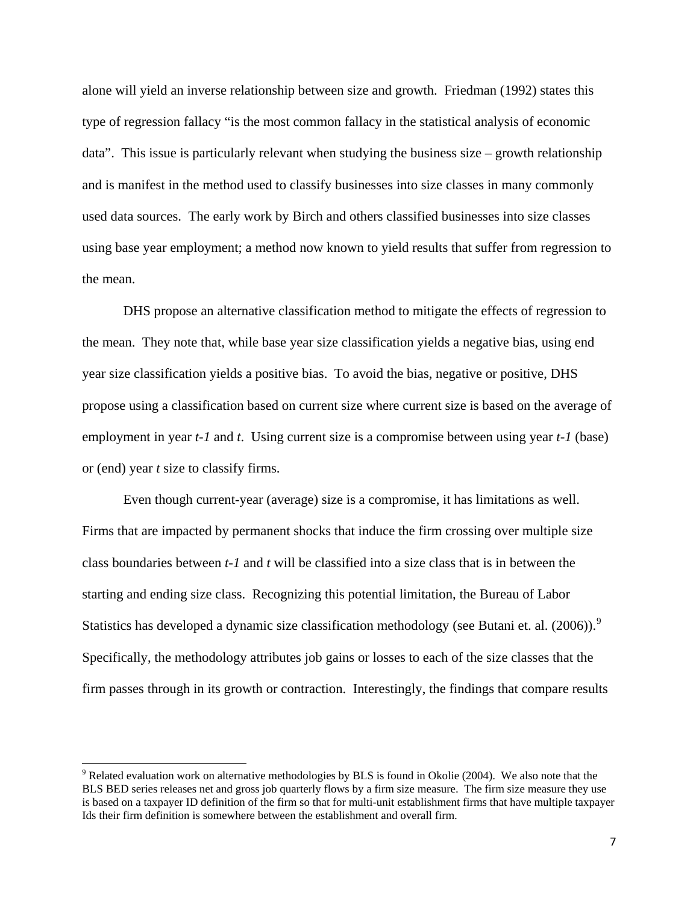alone will yield an inverse relationship between size and growth. Friedman (1992) states this type of regression fallacy "is the most common fallacy in the statistical analysis of economic data". This issue is particularly relevant when studying the business size – growth relationship and is manifest in the method used to classify businesses into size classes in many commonly used data sources. The early work by Birch and others classified businesses into size classes using base year employment; a method now known to yield results that suffer from regression to the mean.

DHS propose an alternative classification method to mitigate the effects of regression to the mean. They note that, while base year size classification yields a negative bias, using end year size classification yields a positive bias. To avoid the bias, negative or positive, DHS propose using a classification based on current size where current size is based on the average of employment in year $t-1$ and $t$. Using current size is a compromise between using year $t-1$ (base) or (end) year $t$ size to classify firms.

Even though current-year (average) size is a compromise, it has limitations as well. Firms that are impacted by permanent shocks that induce the firm crossing over multiple size class boundaries between $t-1$ and $t$ will be classified into a size class that is in between the starting and ending size class. Recognizing this potential limitation, the Bureau of Labor Statistics has developed a dynamic size classification methodology (see Butani et. al. (2006)).[9] Specifically, the methodology attributes job gains or losses to each of the size classes that the firm passes through in its growth or contraction. Interestingly, the findings that compare results

[9] Related evaluation work on alternative methodologies by BLS is found in Okolie (2004). We also note that the BLS BED series releases net and gross job quarterly flows by a firm size measure. The firm size measure they use is based on a taxpayer ID definition of the firm so that for multi-unit establishment firms that have multiple taxpayer Ids their firm definition is somewhere between the establishment and overall firm.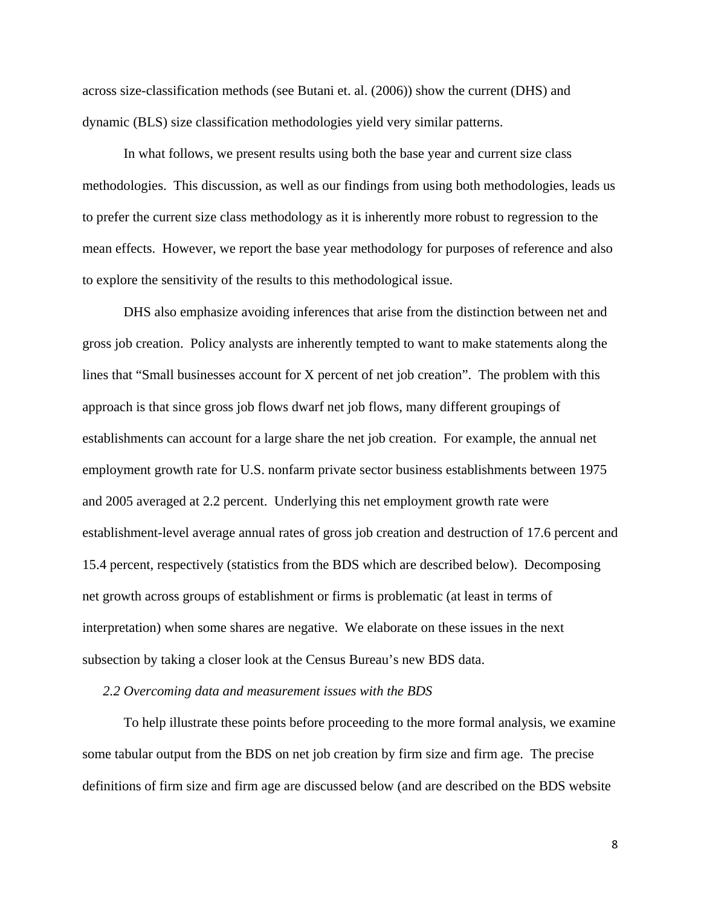across size-classification methods (see Butani et. al. (2006)) show the current (DHS) and dynamic (BLS) size classification methodologies yield very similar patterns.

In what follows, we present results using both the base year and current size class methodologies. This discussion, as well as our findings from using both methodologies, leads us to prefer the current size class methodology as it is inherently more robust to regression to the mean effects. However, we report the base year methodology for purposes of reference and also to explore the sensitivity of the results to this methodological issue.

DHS also emphasize avoiding inferences that arise from the distinction between net and gross job creation. Policy analysts are inherently tempted to want to make statements along the lines that "Small businesses account for X percent of net job creation". The problem with this approach is that since gross job flows dwarf net job flows, many different groupings of establishments can account for a large share the net job creation. For example, the annual net employment growth rate for U.S. nonfarm private sector business establishments between 1975 and 2005 averaged at 2.2 percent. Underlying this net employment growth rate were establishment-level average annual rates of gross job creation and destruction of 17.6 percent and 15.4 percent, respectively (statistics from the BDS which are described below). Decomposing net growth across groups of establishment or firms is problematic (at least in terms of interpretation) when some shares are negative. We elaborate on these issues in the next subsection by taking a closer look at the Census Bureau's new BDS data.

### *2.2 Overcoming data and measurement issues with the BDS*

To help illustrate these points before proceeding to the more formal analysis, we examine some tabular output from the BDS on net job creation by firm size and firm age. The precise definitions of firm size and firm age are discussed below (and are described on the BDS website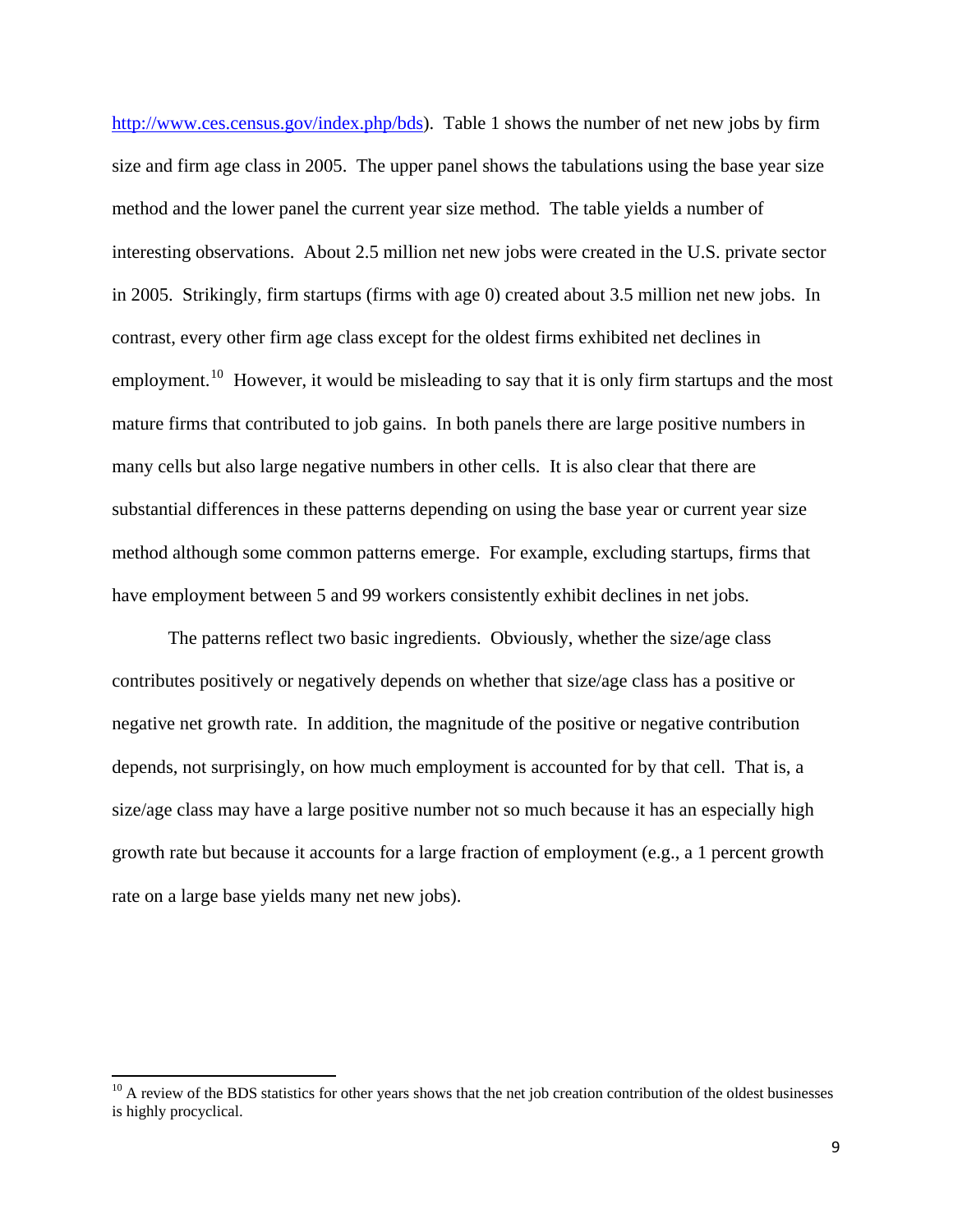http://www.ces.census.gov/index.php/bds). Table 1 shows the number of net new jobs by firm size and firm age class in 2005. The upper panel shows the tabulations using the base year size method and the lower panel the current year size method. The table yields a number of interesting observations. About 2.5 million net new jobs were created in the U.S. private sector in 2005. Strikingly, firm startups (firms with age 0) created about 3.5 million net new jobs. In contrast, every other firm age class except for the oldest firms exhibited net declines in employment.[10] However, it would be misleading to say that it is only firm startups and the most mature firms that contributed to job gains. In both panels there are large positive numbers in many cells but also large negative numbers in other cells. It is also clear that there are substantial differences in these patterns depending on using the base year or current year size method although some common patterns emerge. For example, excluding startups, firms that have employment between 5 and 99 workers consistently exhibit declines in net jobs.

The patterns reflect two basic ingredients. Obviously, whether the size/age class contributes positively or negatively depends on whether that size/age class has a positive or negative net growth rate. In addition, the magnitude of the positive or negative contribution depends, not surprisingly, on how much employment is accounted for by that cell. That is, a size/age class may have a large positive number not so much because it has an especially high growth rate but because it accounts for a large fraction of employment (e.g., a 1 percent growth rate on a large base yields many net new jobs).

[10] A review of the BDS statistics for other years shows that the net job creation contribution of the oldest businesses is highly procyclical.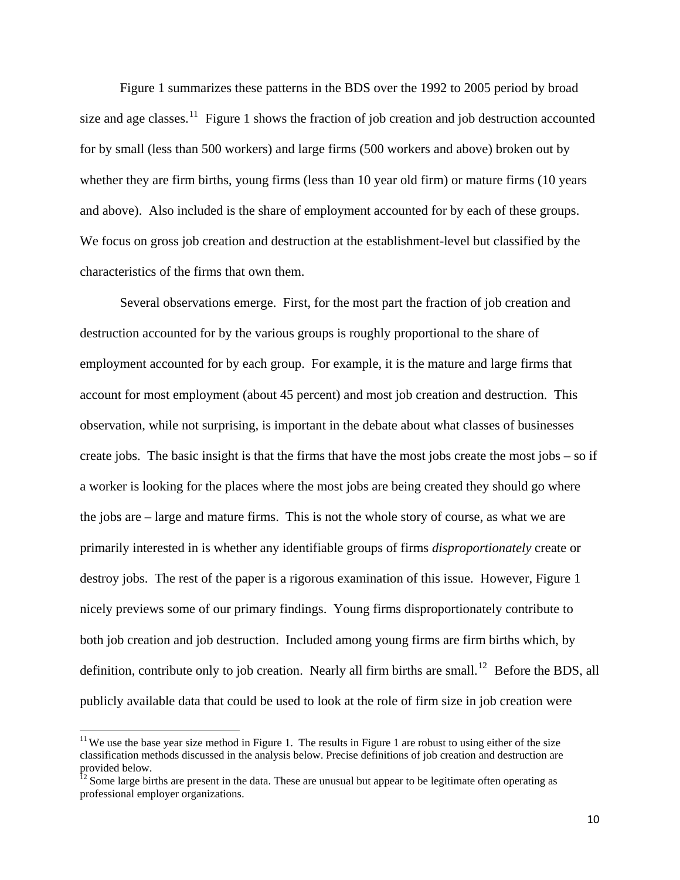Figure 1 summarizes these patterns in the BDS over the 1992 to 2005 period by broad size and age classes.[11] Figure 1 shows the fraction of job creation and job destruction accounted for by small (less than 500 workers) and large firms (500 workers and above) broken out by whether they are firm births, young firms (less than 10 year old firm) or mature firms (10 years and above). Also included is the share of employment accounted for by each of these groups. We focus on gross job creation and destruction at the establishment-level but classified by the characteristics of the firms that own them.

Several observations emerge. First, for the most part the fraction of job creation and destruction accounted for by the various groups is roughly proportional to the share of employment accounted for by each group. For example, it is the mature and large firms that account for most employment (about 45 percent) and most job creation and destruction. This observation, while not surprising, is important in the debate about what classes of businesses create jobs. The basic insight is that the firms that have the most jobs create the most jobs – so if a worker is looking for the places where the most jobs are being created they should go where the jobs are – large and mature firms. This is not the whole story of course, as what we are primarily interested in is whether any identifiable groups of firms *disproportionately* create or destroy jobs. The rest of the paper is a rigorous examination of this issue. However, Figure 1 nicely previews some of our primary findings. Young firms disproportionately contribute to both job creation and job destruction. Included among young firms are firm births which, by definition, contribute only to job creation. Nearly all firm births are small.[12] Before the BDS, all publicly available data that could be used to look at the role of firm size in job creation were

---

[11] We use the base year size method in Figure 1. The results in Figure 1 are robust to using either of the size classification methods discussed in the analysis below. Precise definitions of job creation and destruction are provided below.

[12] Some large births are present in the data. These are unusual but appear to be legitimate often operating as professional employer organizations.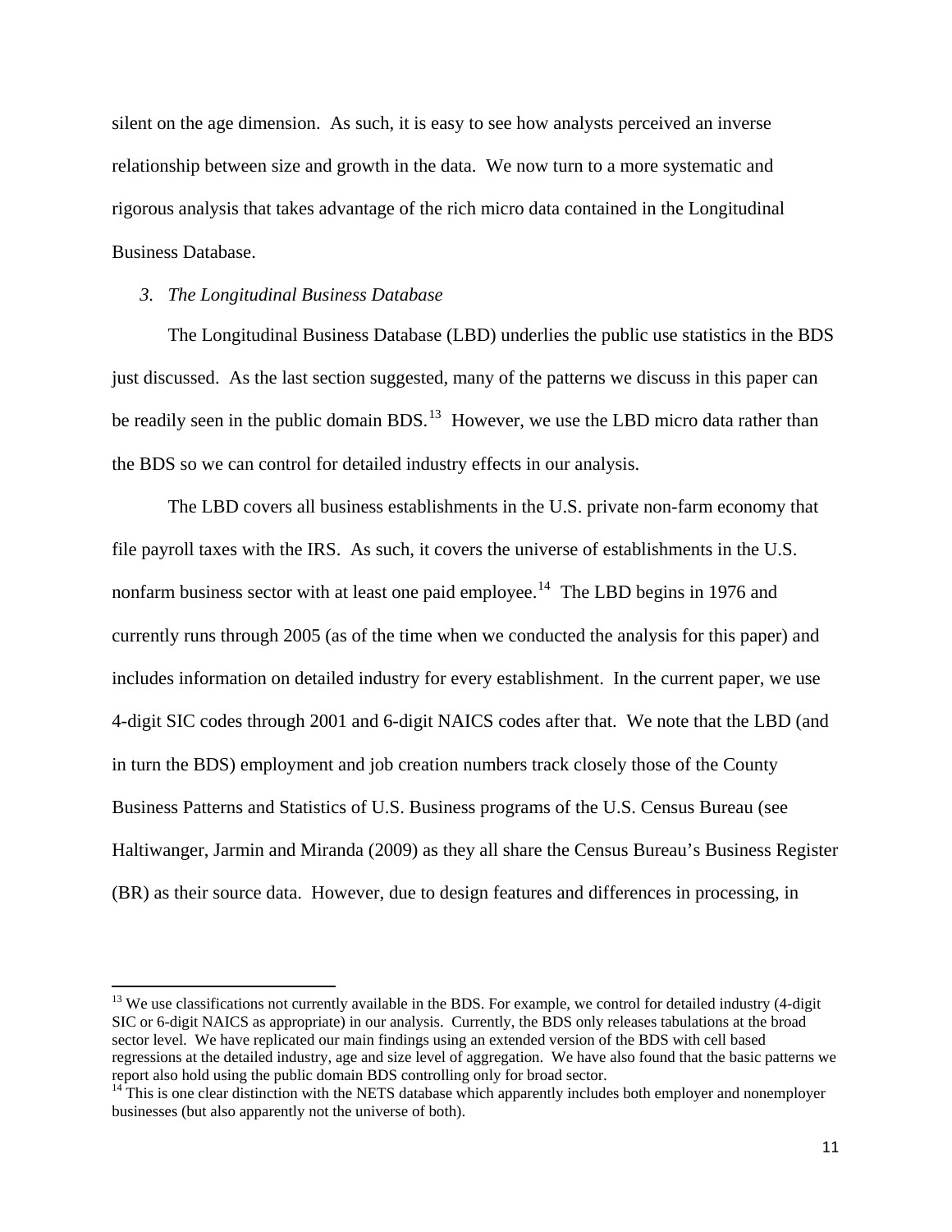silent on the age dimension. As such, it is easy to see how analysts perceived an inverse relationship between size and growth in the data. We now turn to a more systematic and rigorous analysis that takes advantage of the rich micro data contained in the Longitudinal Business Database.

### *3. The Longitudinal Business Database*

The Longitudinal Business Database (LBD) underlies the public use statistics in the BDS just discussed. As the last section suggested, many of the patterns we discuss in this paper can be readily seen in the public domain BDS.[13] However, we use the LBD micro data rather than the BDS so we can control for detailed industry effects in our analysis.

The LBD covers all business establishments in the U.S. private non-farm economy that file payroll taxes with the IRS. As such, it covers the universe of establishments in the U.S. nonfarm business sector with at least one paid employee.[14] The LBD begins in 1976 and currently runs through 2005 (as of the time when we conducted the analysis for this paper) and includes information on detailed industry for every establishment. In the current paper, we use 4-digit SIC codes through 2001 and 6-digit NAICS codes after that. We note that the LBD (and in turn the BDS) employment and job creation numbers track closely those of the County Business Patterns and Statistics of U.S. Business programs of the U.S. Census Bureau (see Haltiwanger, Jarmin and Miranda (2009) as they all share the Census Bureau's Business Register (BR) as their source data. However, due to design features and differences in processing, in

---

[13] We use classifications not currently available in the BDS. For example, we control for detailed industry (4-digit SIC or 6-digit NAICS as appropriate) in our analysis. Currently, the BDS only releases tabulations at the broad sector level. We have replicated our main findings using an extended version of the BDS with cell based regressions at the detailed industry, age and size level of aggregation. We have also found that the basic patterns we report also hold using the public domain BDS controlling only for broad sector.

[14] This is one clear distinction with the NETS database which apparently includes both employer and nonemployer businesses (but also apparently not the universe of both).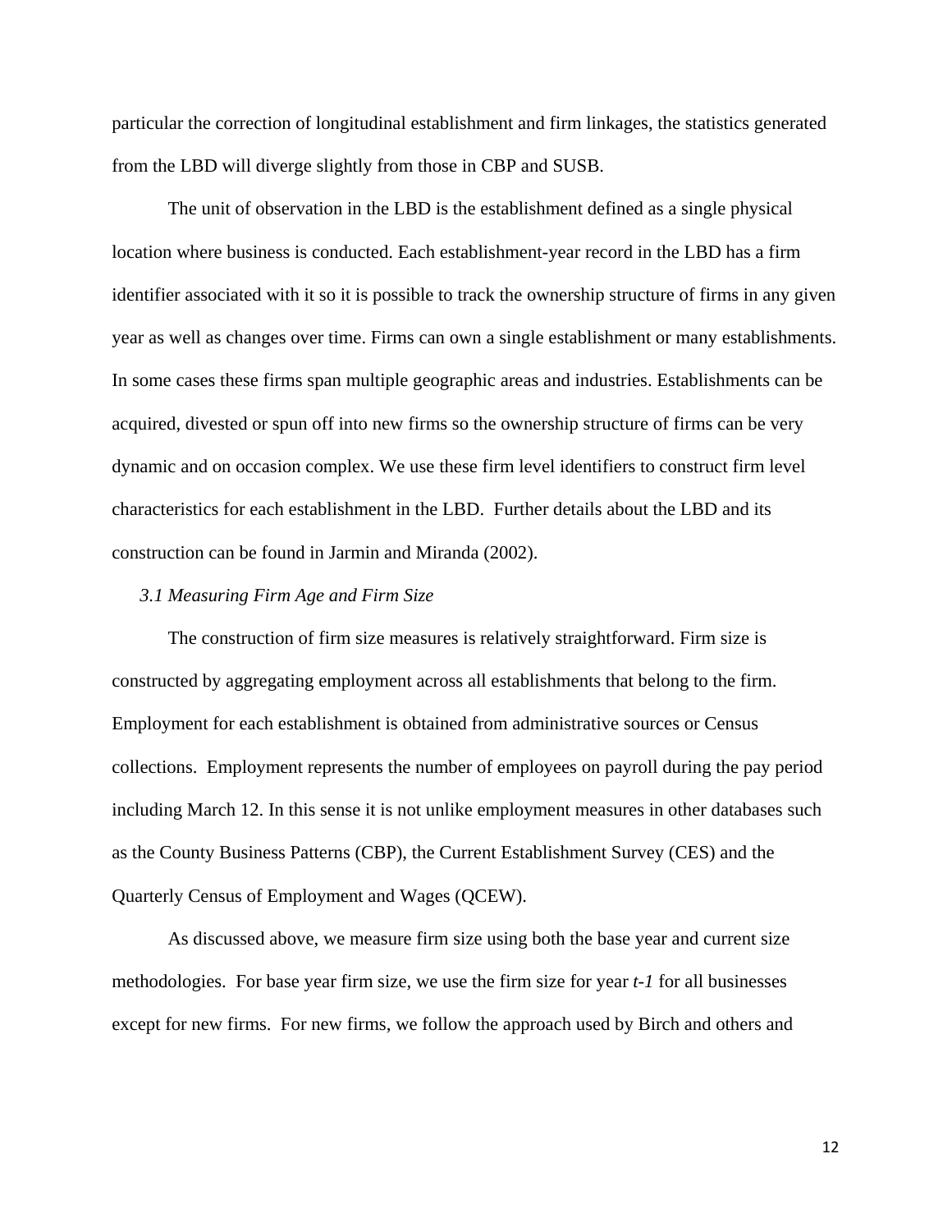particular the correction of longitudinal establishment and firm linkages, the statistics generated from the LBD will diverge slightly from those in CBP and SUSB.

The unit of observation in the LBD is the establishment defined as a single physical location where business is conducted. Each establishment-year record in the LBD has a firm identifier associated with it so it is possible to track the ownership structure of firms in any given year as well as changes over time. Firms can own a single establishment or many establishments. In some cases these firms span multiple geographic areas and industries. Establishments can be acquired, divested or spun off into new firms so the ownership structure of firms can be very dynamic and on occasion complex. We use these firm level identifiers to construct firm level characteristics for each establishment in the LBD. Further details about the LBD and its construction can be found in Jarmin and Miranda (2002).

### *3.1 Measuring Firm Age and Firm Size*

The construction of firm size measures is relatively straightforward. Firm size is constructed by aggregating employment across all establishments that belong to the firm. Employment for each establishment is obtained from administrative sources or Census collections. Employment represents the number of employees on payroll during the pay period including March 12. In this sense it is not unlike employment measures in other databases such as the County Business Patterns (CBP), the Current Establishment Survey (CES) and the Quarterly Census of Employment and Wages (QCEW).

As discussed above, we measure firm size using both the base year and current size methodologies. For base year firm size, we use the firm size for year *t-1* for all businesses except for new firms. For new firms, we follow the approach used by Birch and others and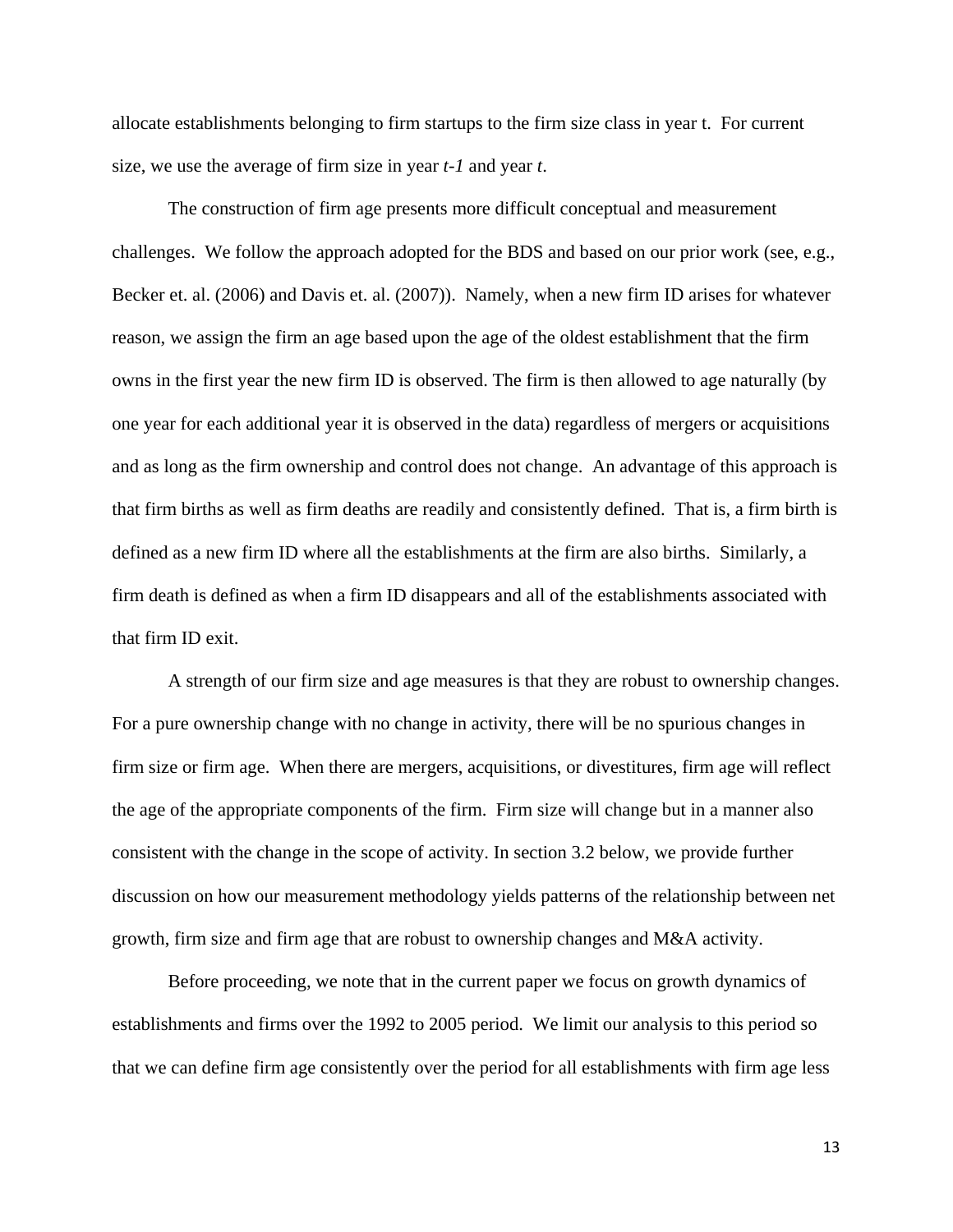allocate establishments belonging to firm startups to the firm size class in year t. For current size, we use the average of firm size in year *t-1* and year *t*.

The construction of firm age presents more difficult conceptual and measurement challenges. We follow the approach adopted for the BDS and based on our prior work (see, e.g., Becker et. al. (2006) and Davis et. al. (2007)). Namely, when a new firm ID arises for whatever reason, we assign the firm an age based upon the age of the oldest establishment that the firm owns in the first year the new firm ID is observed. The firm is then allowed to age naturally (by one year for each additional year it is observed in the data) regardless of mergers or acquisitions and as long as the firm ownership and control does not change. An advantage of this approach is that firm births as well as firm deaths are readily and consistently defined. That is, a firm birth is defined as a new firm ID where all the establishments at the firm are also births. Similarly, a firm death is defined as when a firm ID disappears and all of the establishments associated with that firm ID exit.

A strength of our firm size and age measures is that they are robust to ownership changes. For a pure ownership change with no change in activity, there will be no spurious changes in firm size or firm age. When there are mergers, acquisitions, or divestitures, firm age will reflect the age of the appropriate components of the firm. Firm size will change but in a manner also consistent with the change in the scope of activity. In section 3.2 below, we provide further discussion on how our measurement methodology yields patterns of the relationship between net growth, firm size and firm age that are robust to ownership changes and M&A activity.

Before proceeding, we note that in the current paper we focus on growth dynamics of establishments and firms over the 1992 to 2005 period. We limit our analysis to this period so that we can define firm age consistently over the period for all establishments with firm age less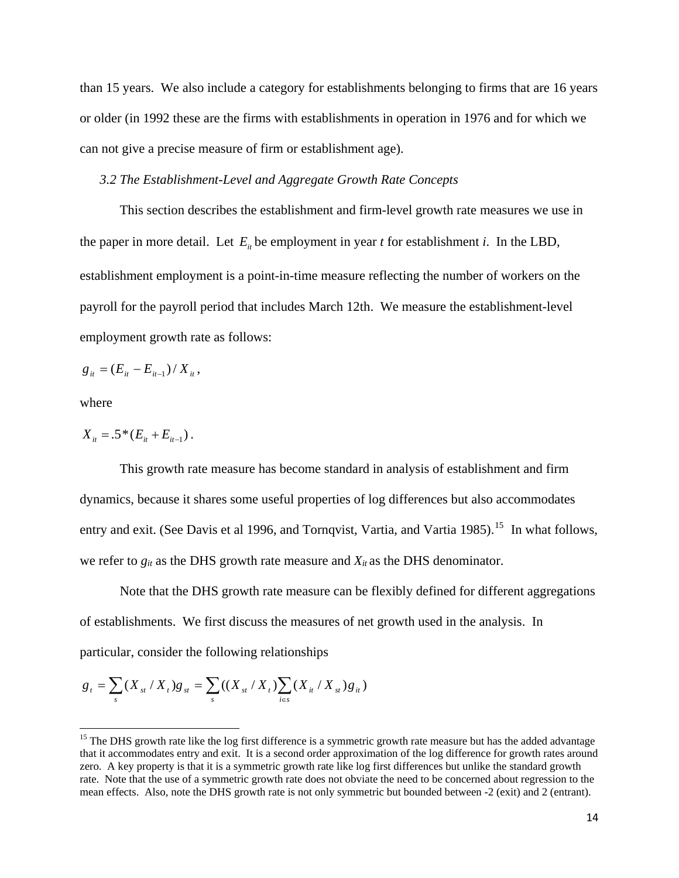than 15 years. We also include a category for establishments belonging to firms that are 16 years or older (in 1992 these are the firms with establishments in operation in 1976 and for which we can not give a precise measure of firm or establishment age).

### *3.2 The Establishment-Level and Aggregate Growth Rate Concepts*

This section describes the establishment and firm-level growth rate measures we use in the paper in more detail. Let $E_{it}$ be employment in year *t* for establishment *i*. In the LBD, establishment employment is a point-in-time measure reflecting the number of workers on the payroll for the payroll period that includes March 12th. We measure the establishment-level employment growth rate as follows:

$$g_{it} = (E_{it} - E_{it-1}) / X_{it},$$

where

$$X_{it} = .5*(E_{it} + E_{it-1}).$$

This growth rate measure has become standard in analysis of establishment and firm dynamics, because it shares some useful properties of log differences but also accommodates entry and exit. (See Davis et al 1996, and Tornqvist, Vartia, and Vartia 1985).[15] In what follows, we refer to $g_{it}$ as the DHS growth rate measure and $X_{it}$ as the DHS denominator.

Note that the DHS growth rate measure can be flexibly defined for different aggregations of establishments. We first discuss the measures of net growth used in the analysis. In particular, consider the following relationships

$$g_t = \sum_s (X_{st} / X_t) g_{st} = \sum_s ((X_{st} / X_t) \sum_{i \in s} (X_{it} / X_{st}) g_{it})$$

---

[15] The DHS growth rate like the log first difference is a symmetric growth rate measure but has the added advantage that it accommodates entry and exit. It is a second order approximation of the log difference for growth rates around zero. A key property is that it is a symmetric growth rate like log first differences but unlike the standard growth rate. Note that the use of a symmetric growth rate does not obviate the need to be concerned about regression to the mean effects. Also, note the DHS growth rate is not only symmetric but bounded between -2 (exit) and 2 (entrant).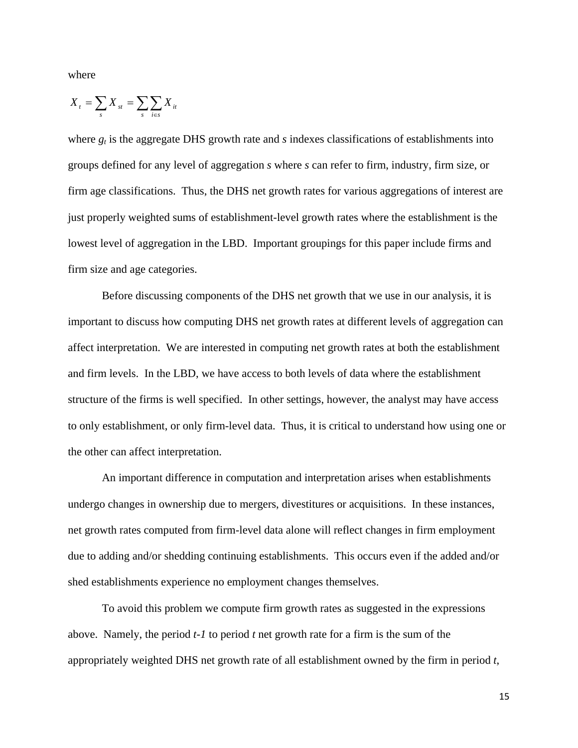where

$$X_t = \sum_s X_{st} = \sum_s \sum_{i \in s} X_{it}$$

where $g_t$ is the aggregate DHS growth rate and $s$ indexes classifications of establishments into groups defined for any level of aggregation $s$ where $s$ can refer to firm, industry, firm size, or firm age classifications. Thus, the DHS net growth rates for various aggregations of interest are just properly weighted sums of establishment-level growth rates where the establishment is the lowest level of aggregation in the LBD. Important groupings for this paper include firms and firm size and age categories.

Before discussing components of the DHS net growth that we use in our analysis, it is important to discuss how computing DHS net growth rates at different levels of aggregation can affect interpretation. We are interested in computing net growth rates at both the establishment and firm levels. In the LBD, we have access to both levels of data where the establishment structure of the firms is well specified. In other settings, however, the analyst may have access to only establishment, or only firm-level data. Thus, it is critical to understand how using one or the other can affect interpretation.

An important difference in computation and interpretation arises when establishments undergo changes in ownership due to mergers, divestitures or acquisitions. In these instances, net growth rates computed from firm-level data alone will reflect changes in firm employment due to adding and/or shedding continuing establishments. This occurs even if the added and/or shed establishments experience no employment changes themselves.

To avoid this problem we compute firm growth rates as suggested in the expressions above. Namely, the period *t-1* to period *t* net growth rate for a firm is the sum of the appropriately weighted DHS net growth rate of all establishment owned by the firm in period *t*,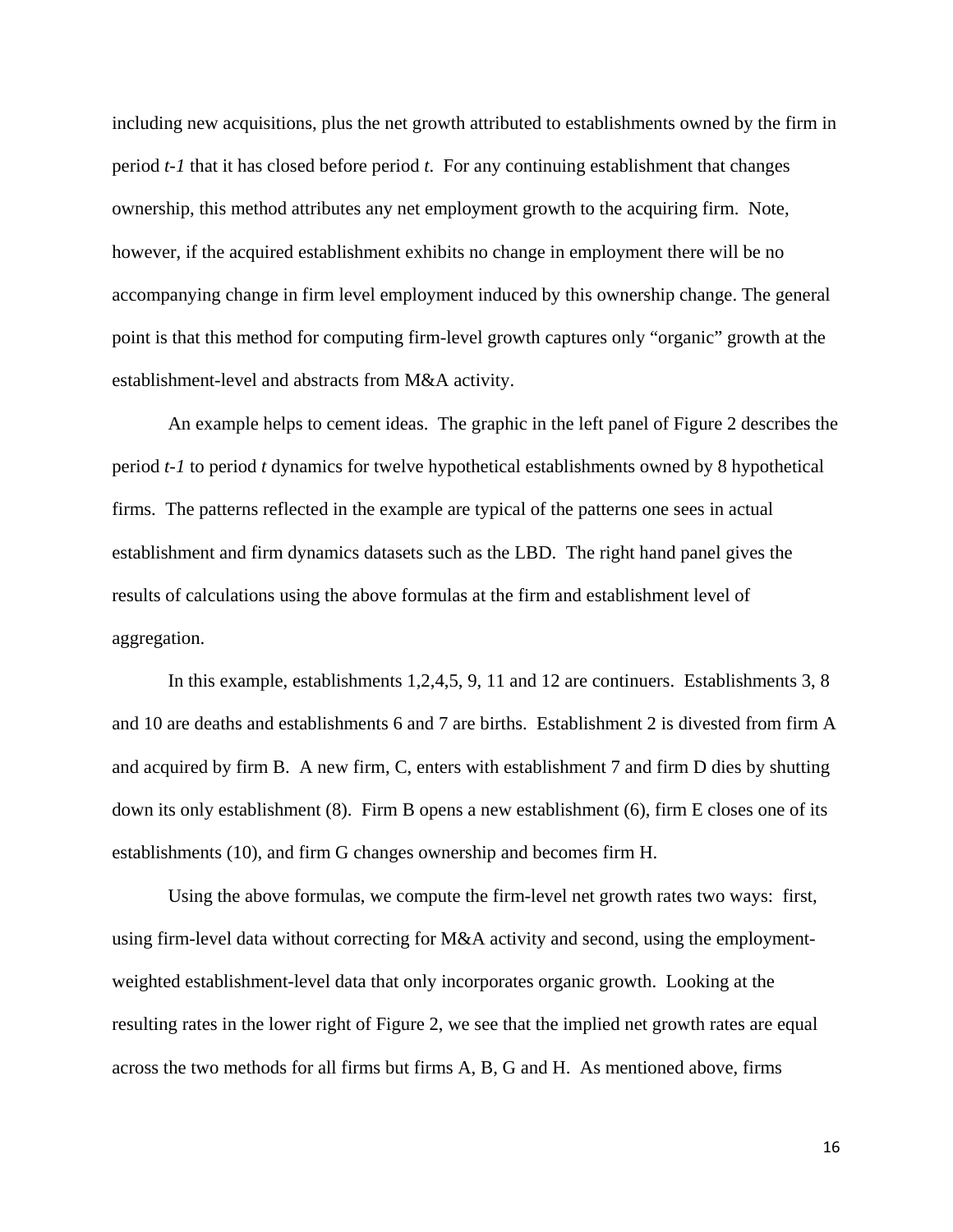including new acquisitions, plus the net growth attributed to establishments owned by the firm in period *t-1* that it has closed before period *t*. For any continuing establishment that changes ownership, this method attributes any net employment growth to the acquiring firm. Note, however, if the acquired establishment exhibits no change in employment there will be no accompanying change in firm level employment induced by this ownership change. The general point is that this method for computing firm-level growth captures only "organic" growth at the establishment-level and abstracts from M&A activity.

An example helps to cement ideas. The graphic in the left panel of Figure 2 describes the period *t-1* to period *t* dynamics for twelve hypothetical establishments owned by 8 hypothetical firms. The patterns reflected in the example are typical of the patterns one sees in actual establishment and firm dynamics datasets such as the LBD. The right hand panel gives the results of calculations using the above formulas at the firm and establishment level of aggregation.

In this example, establishments 1,2,4,5, 9, 11 and 12 are continuers. Establishments 3, 8 and 10 are deaths and establishments 6 and 7 are births. Establishment 2 is divested from firm A and acquired by firm B. A new firm, C, enters with establishment 7 and firm D dies by shutting down its only establishment (8). Firm B opens a new establishment (6), firm E closes one of its establishments (10), and firm G changes ownership and becomes firm H.

Using the above formulas, we compute the firm-level net growth rates two ways: first, using firm-level data without correcting for M&A activity and second, using the employment-weighted establishment-level data that only incorporates organic growth. Looking at the resulting rates in the lower right of Figure 2, we see that the implied net growth rates are equal across the two methods for all firms but firms A, B, G and H. As mentioned above, firms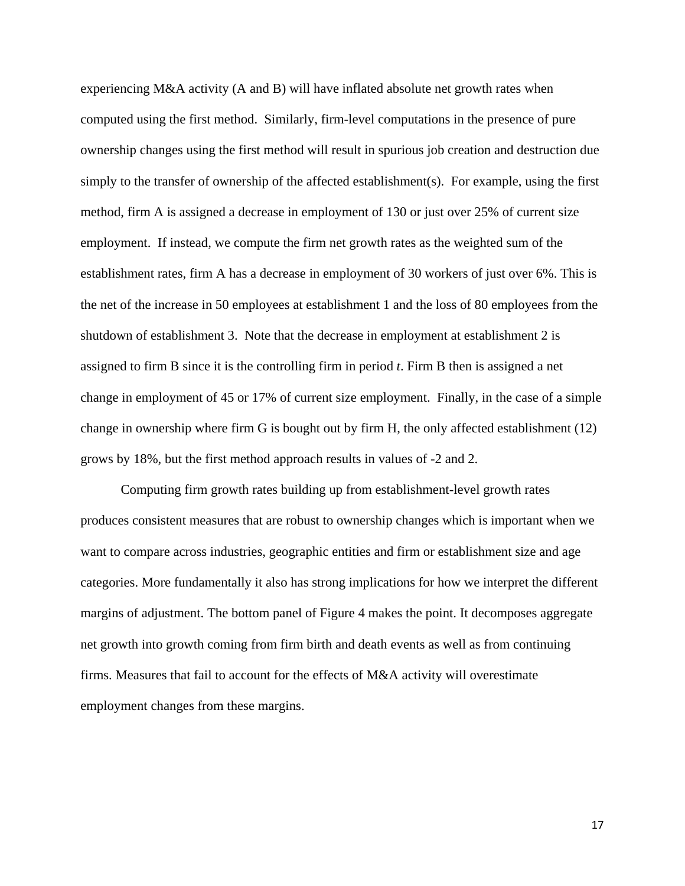experiencing M&A activity (A and B) will have inflated absolute net growth rates when computed using the first method. Similarly, firm-level computations in the presence of pure ownership changes using the first method will result in spurious job creation and destruction due simply to the transfer of ownership of the affected establishment(s). For example, using the first method, firm A is assigned a decrease in employment of 130 or just over 25% of current size employment. If instead, we compute the firm net growth rates as the weighted sum of the establishment rates, firm A has a decrease in employment of 30 workers of just over 6%. This is the net of the increase in 50 employees at establishment 1 and the loss of 80 employees from the shutdown of establishment 3. Note that the decrease in employment at establishment 2 is assigned to firm B since it is the controlling firm in period *t*. Firm B then is assigned a net change in employment of 45 or 17% of current size employment. Finally, in the case of a simple change in ownership where firm G is bought out by firm H, the only affected establishment (12) grows by 18%, but the first method approach results in values of -2 and 2.

Computing firm growth rates building up from establishment-level growth rates produces consistent measures that are robust to ownership changes which is important when we want to compare across industries, geographic entities and firm or establishment size and age categories. More fundamentally it also has strong implications for how we interpret the different margins of adjustment. The bottom panel of Figure 4 makes the point. It decomposes aggregate net growth into growth coming from firm birth and death events as well as from continuing firms. Measures that fail to account for the effects of M&A activity will overestimate employment changes from these margins.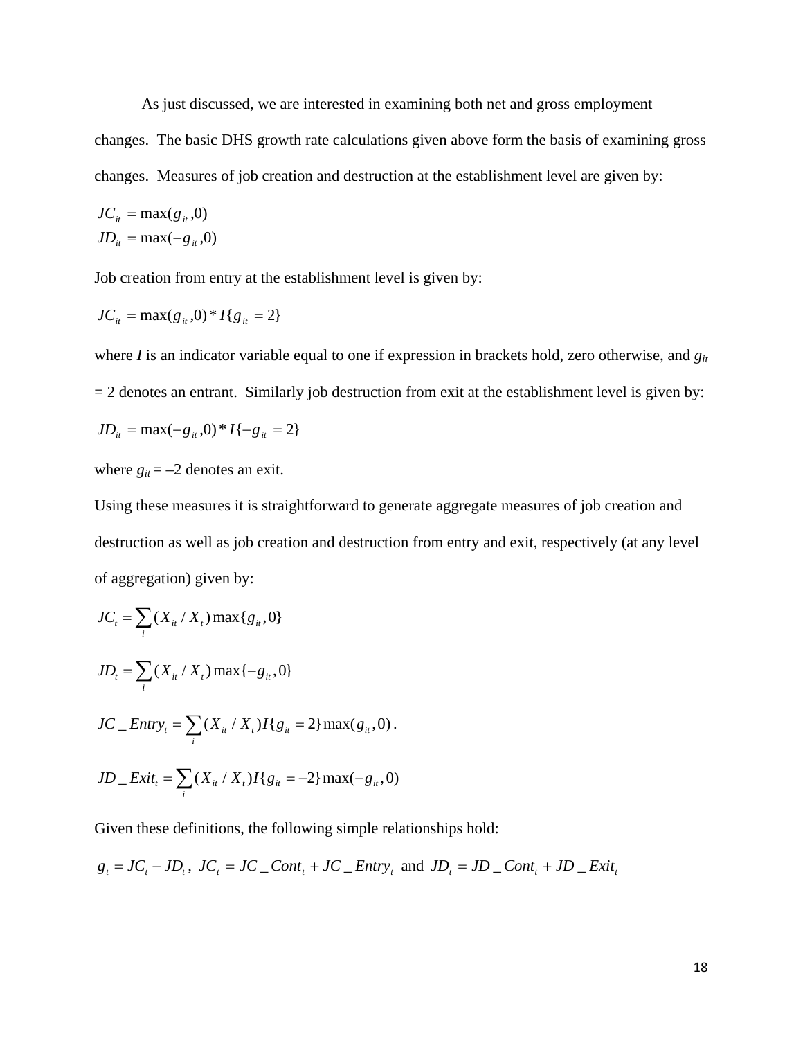As just discussed, we are interested in examining both net and gross employment changes. The basic DHS growth rate calculations given above form the basis of examining gross changes. Measures of job creation and destruction at the establishment level are given by:

$$JC_{it} = \max(g_{it}, 0)$$
$$JD_{it} = \max(-g_{it}, 0)$$

Job creation from entry at the establishment level is given by:

$$JC_{it} = \max(g_{it}, 0) * I\{g_{it} = 2\}$$

where *I* is an indicator variable equal to one if expression in brackets hold, zero otherwise, and $g_{it} = 2$ denotes an entrant. Similarly job destruction from exit at the establishment level is given by:

$$JD_{it} = \max(-g_{it}, 0) * I\{-g_{it} = 2\}$$

where $g_{it} = -2$ denotes an exit.

Using these measures it is straightforward to generate aggregate measures of job creation and destruction as well as job creation and destruction from entry and exit, respectively (at any level of aggregation) given by:

$$JC_t = \sum_i (X_{it} / X_t) \max\{g_{it}, 0\}$$

$$JD_t = \sum_i (X_{it} / X_t) \max\{-g_{it}, 0\}$$

$$JC\_Entry_t = \sum_i (X_{it} / X_t) I\{g_{it} = 2\} \max(g_{it}, 0).$$

$$JD\_Exit_t = \sum_i (X_{it} / X_t) I\{g_{it} = -2\} \max(-g_{it}, 0)$$

Given these definitions, the following simple relationships hold:

$$g_t = JC_t - JD_t, \; JC_t = JC\_Cont_t + JC\_Entry_t \text{ and } JD_t = JD\_Cont_t + JD\_Exit_t$$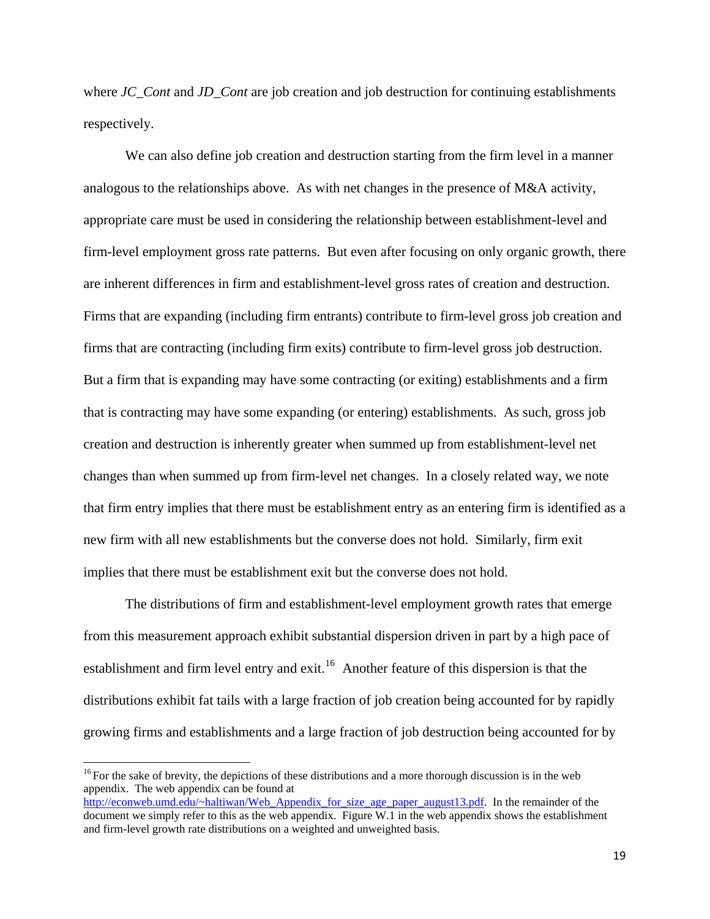where *JC_Cont* and *JD_Cont* are job creation and job destruction for continuing establishments respectively.

We can also define job creation and destruction starting from the firm level in a manner analogous to the relationships above. As with net changes in the presence of M&A activity, appropriate care must be used in considering the relationship between establishment-level and firm-level employment gross rate patterns. But even after focusing on only organic growth, there are inherent differences in firm and establishment-level gross rates of creation and destruction. Firms that are expanding (including firm entrants) contribute to firm-level gross job creation and firms that are contracting (including firm exits) contribute to firm-level gross job destruction. But a firm that is expanding may have some contracting (or exiting) establishments and a firm that is contracting may have some expanding (or entering) establishments. As such, gross job creation and destruction is inherently greater when summed up from establishment-level net changes than when summed up from firm-level net changes. In a closely related way, we note that firm entry implies that there must be establishment entry as an entering firm is identified as a new firm with all new establishments but the converse does not hold. Similarly, firm exit implies that there must be establishment exit but the converse does not hold.

The distributions of firm and establishment-level employment growth rates that emerge from this measurement approach exhibit substantial dispersion driven in part by a high pace of establishment and firm level entry and exit.[16] Another feature of this dispersion is that the distributions exhibit fat tails with a large fraction of job creation being accounted for by rapidly growing firms and establishments and a large fraction of job destruction being accounted for by

---

[16] For the sake of brevity, the depictions of these distributions and a more thorough discussion is in the web appendix. The web appendix can be found at http://econweb.umd.edu/~haltiwan/Web_Appendix_for_size_age_paper_august13.pdf. In the remainder of the document we simply refer to this as the web appendix. Figure W.1 in the web appendix shows the establishment and firm-level growth rate distributions on a weighted and unweighted basis.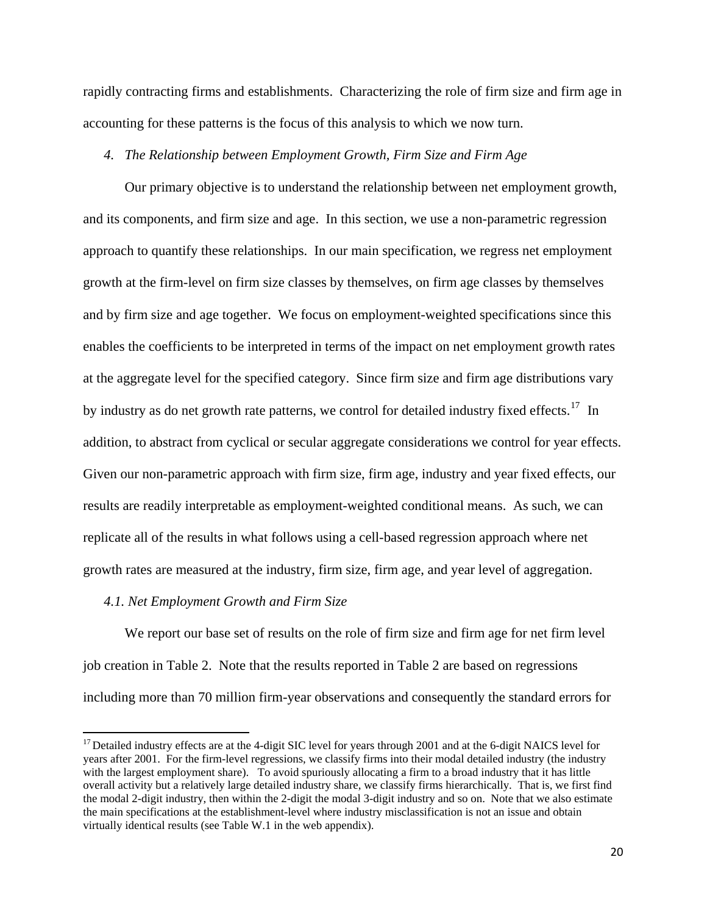rapidly contracting firms and establishments. Characterizing the role of firm size and firm age in accounting for these patterns is the focus of this analysis to which we now turn.

## *4. The Relationship between Employment Growth, Firm Size and Firm Age*

Our primary objective is to understand the relationship between net employment growth, and its components, and firm size and age. In this section, we use a non-parametric regression approach to quantify these relationships. In our main specification, we regress net employment growth at the firm-level on firm size classes by themselves, on firm age classes by themselves and by firm size and age together. We focus on employment-weighted specifications since this enables the coefficients to be interpreted in terms of the impact on net employment growth rates at the aggregate level for the specified category. Since firm size and firm age distributions vary by industry as do net growth rate patterns, we control for detailed industry fixed effects.[17] In addition, to abstract from cyclical or secular aggregate considerations we control for year effects. Given our non-parametric approach with firm size, firm age, industry and year fixed effects, our results are readily interpretable as employment-weighted conditional means. As such, we can replicate all of the results in what follows using a cell-based regression approach where net growth rates are measured at the industry, firm size, firm age, and year level of aggregation.

### *4.1. Net Employment Growth and Firm Size*

We report our base set of results on the role of firm size and firm age for net firm level job creation in Table 2. Note that the results reported in Table 2 are based on regressions including more than 70 million firm-year observations and consequently the standard errors for

---

[17] Detailed industry effects are at the 4-digit SIC level for years through 2001 and at the 6-digit NAICS level for years after 2001. For the firm-level regressions, we classify firms into their modal detailed industry (the industry with the largest employment share). To avoid spuriously allocating a firm to a broad industry that it has little overall activity but a relatively large detailed industry share, we classify firms hierarchically. That is, we first find the modal 2-digit industry, then within the 2-digit the modal 3-digit industry and so on. Note that we also estimate the main specifications at the establishment-level where industry misclassification is not an issue and obtain virtually identical results (see Table W.1 in the web appendix).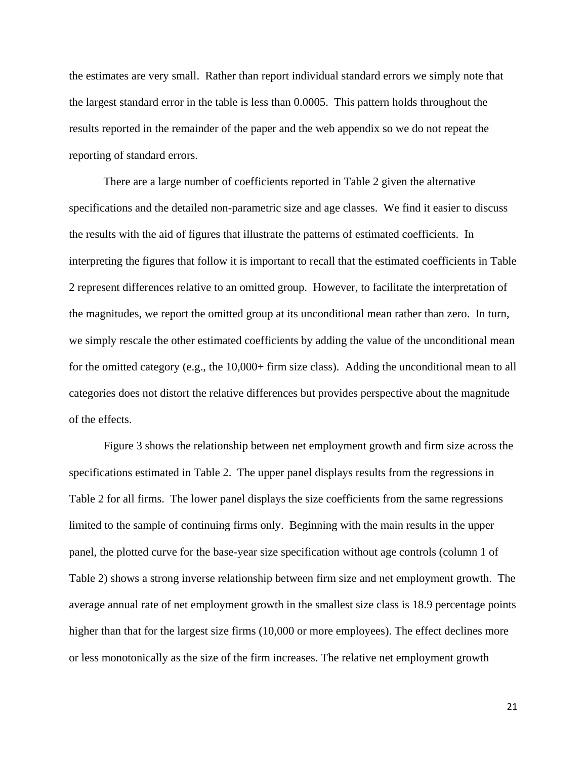the estimates are very small. Rather than report individual standard errors we simply note that the largest standard error in the table is less than 0.0005. This pattern holds throughout the results reported in the remainder of the paper and the web appendix so we do not repeat the reporting of standard errors.

There are a large number of coefficients reported in Table 2 given the alternative specifications and the detailed non-parametric size and age classes. We find it easier to discuss the results with the aid of figures that illustrate the patterns of estimated coefficients. In interpreting the figures that follow it is important to recall that the estimated coefficients in Table 2 represent differences relative to an omitted group. However, to facilitate the interpretation of the magnitudes, we report the omitted group at its unconditional mean rather than zero. In turn, we simply rescale the other estimated coefficients by adding the value of the unconditional mean for the omitted category (e.g., the 10,000+ firm size class). Adding the unconditional mean to all categories does not distort the relative differences but provides perspective about the magnitude of the effects.

Figure 3 shows the relationship between net employment growth and firm size across the specifications estimated in Table 2. The upper panel displays results from the regressions in Table 2 for all firms. The lower panel displays the size coefficients from the same regressions limited to the sample of continuing firms only. Beginning with the main results in the upper panel, the plotted curve for the base-year size specification without age controls (column 1 of Table 2) shows a strong inverse relationship between firm size and net employment growth. The average annual rate of net employment growth in the smallest size class is 18.9 percentage points higher than that for the largest size firms (10,000 or more employees). The effect declines more or less monotonically as the size of the firm increases. The relative net employment growth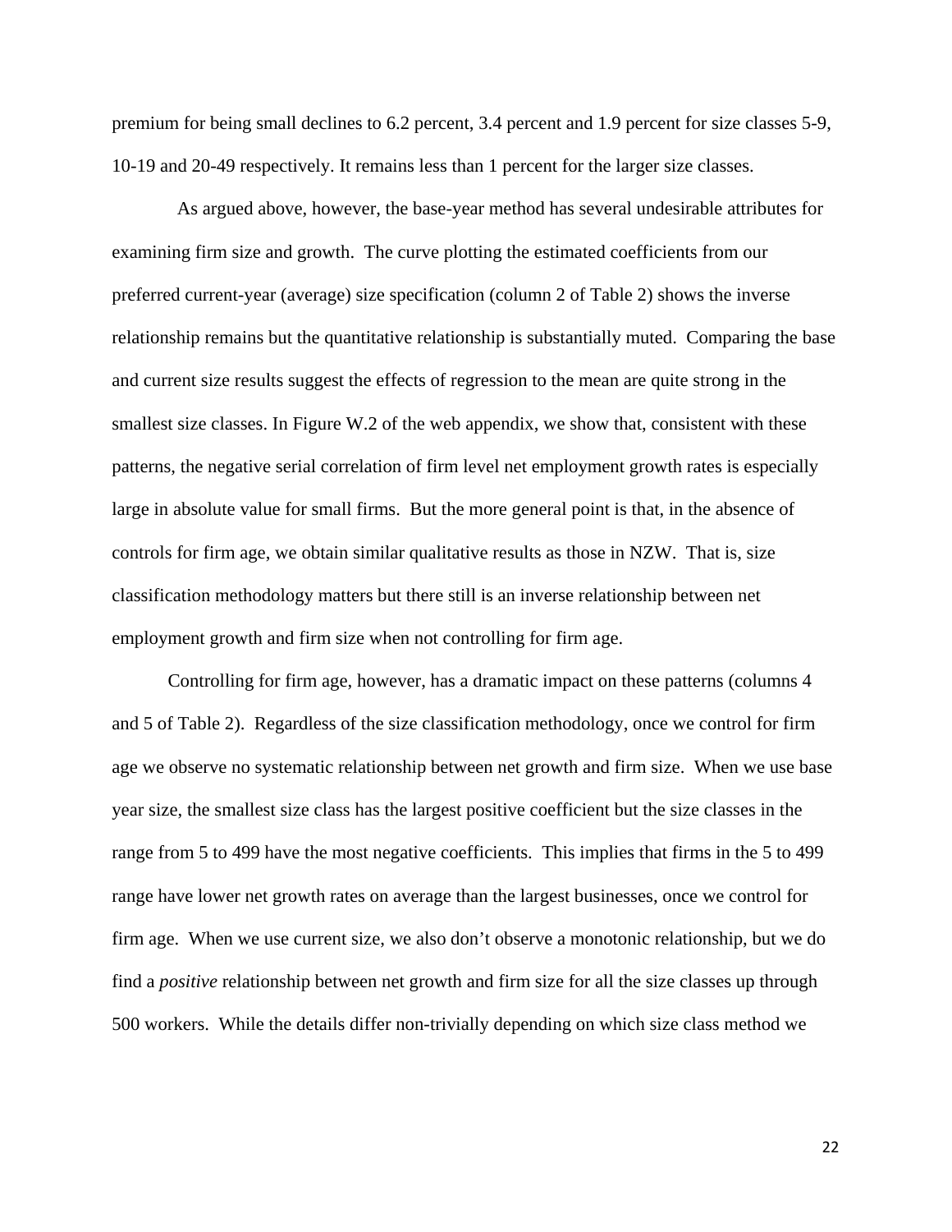premium for being small declines to 6.2 percent, 3.4 percent and 1.9 percent for size classes 5-9, 10-19 and 20-49 respectively. It remains less than 1 percent for the larger size classes.

As argued above, however, the base-year method has several undesirable attributes for examining firm size and growth. The curve plotting the estimated coefficients from our preferred current-year (average) size specification (column 2 of Table 2) shows the inverse relationship remains but the quantitative relationship is substantially muted. Comparing the base and current size results suggest the effects of regression to the mean are quite strong in the smallest size classes. In Figure W.2 of the web appendix, we show that, consistent with these patterns, the negative serial correlation of firm level net employment growth rates is especially large in absolute value for small firms. But the more general point is that, in the absence of controls for firm age, we obtain similar qualitative results as those in NZW. That is, size classification methodology matters but there still is an inverse relationship between net employment growth and firm size when not controlling for firm age.

Controlling for firm age, however, has a dramatic impact on these patterns (columns 4 and 5 of Table 2). Regardless of the size classification methodology, once we control for firm age we observe no systematic relationship between net growth and firm size. When we use base year size, the smallest size class has the largest positive coefficient but the size classes in the range from 5 to 499 have the most negative coefficients. This implies that firms in the 5 to 499 range have lower net growth rates on average than the largest businesses, once we control for firm age. When we use current size, we also don't observe a monotonic relationship, but we do find a *positive* relationship between net growth and firm size for all the size classes up through 500 workers. While the details differ non-trivially depending on which size class method we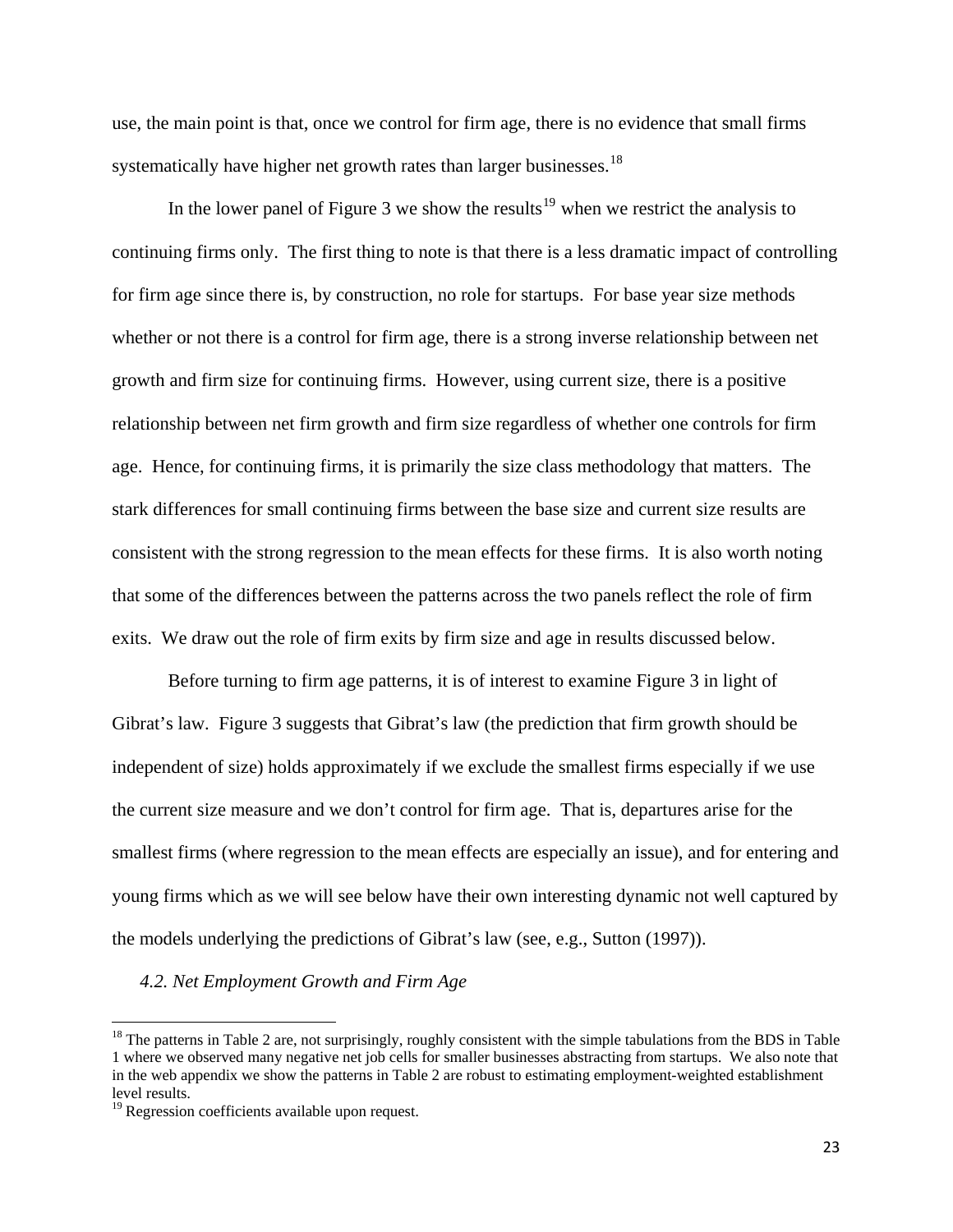use, the main point is that, once we control for firm age, there is no evidence that small firms systematically have higher net growth rates than larger businesses.[18]

In the lower panel of Figure 3 we show the results[19] when we restrict the analysis to continuing firms only. The first thing to note is that there is a less dramatic impact of controlling for firm age since there is, by construction, no role for startups. For base year size methods whether or not there is a control for firm age, there is a strong inverse relationship between net growth and firm size for continuing firms. However, using current size, there is a positive relationship between net firm growth and firm size regardless of whether one controls for firm age. Hence, for continuing firms, it is primarily the size class methodology that matters. The stark differences for small continuing firms between the base size and current size results are consistent with the strong regression to the mean effects for these firms. It is also worth noting that some of the differences between the patterns across the two panels reflect the role of firm exits. We draw out the role of firm exits by firm size and age in results discussed below.

Before turning to firm age patterns, it is of interest to examine Figure 3 in light of Gibrat's law. Figure 3 suggests that Gibrat's law (the prediction that firm growth should be independent of size) holds approximately if we exclude the smallest firms especially if we use the current size measure and we don't control for firm age. That is, departures arise for the smallest firms (where regression to the mean effects are especially an issue), and for entering and young firms which as we will see below have their own interesting dynamic not well captured by the models underlying the predictions of Gibrat's law (see, e.g., Sutton (1997)).

### *4.2. Net Employment Growth and Firm Age*

[18] The patterns in Table 2 are, not surprisingly, roughly consistent with the simple tabulations from the BDS in Table 1 where we observed many negative net job cells for smaller businesses abstracting from startups. We also note that in the web appendix we show the patterns in Table 2 are robust to estimating employment-weighted establishment level results.

[19] Regression coefficients available upon request.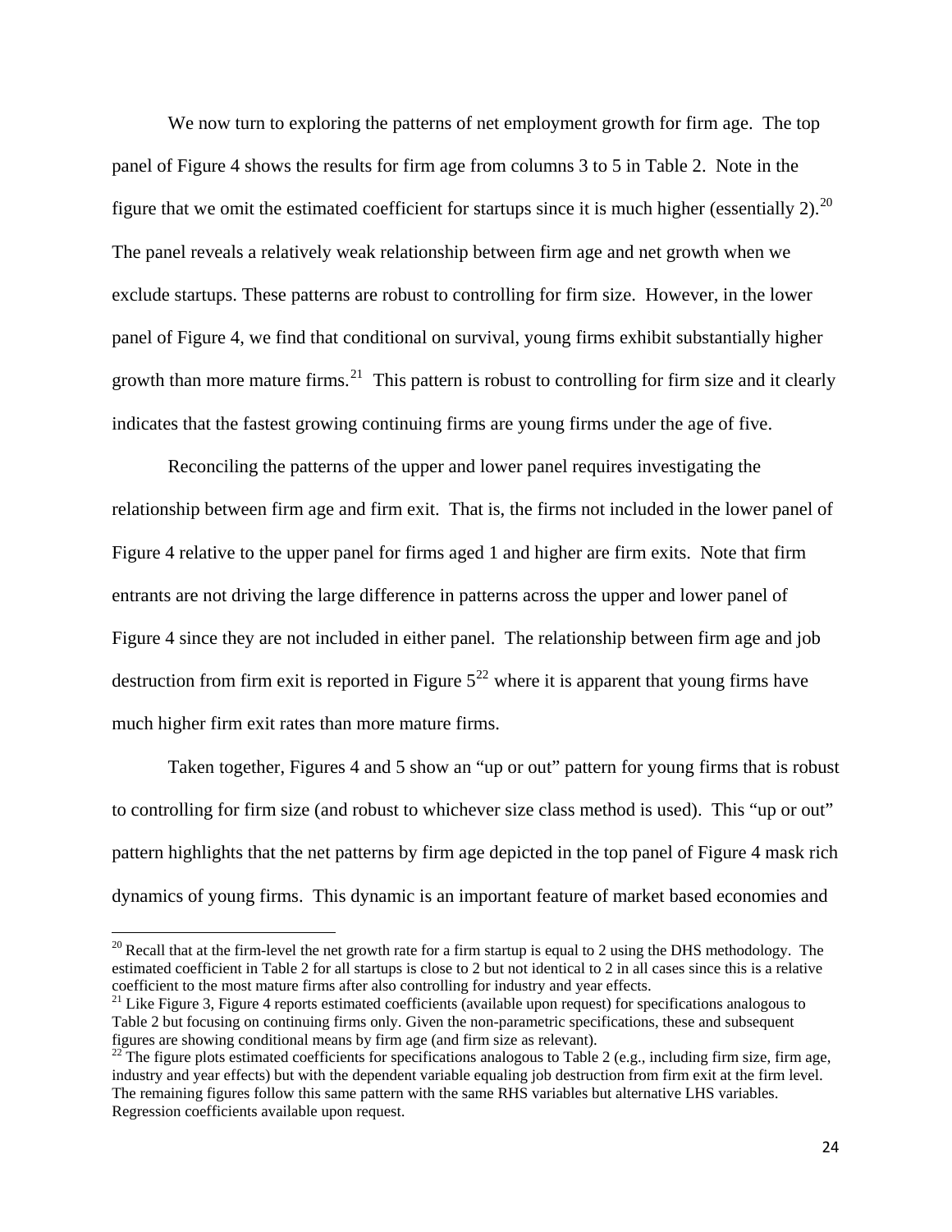We now turn to exploring the patterns of net employment growth for firm age. The top panel of Figure 4 shows the results for firm age from columns 3 to 5 in Table 2. Note in the figure that we omit the estimated coefficient for startups since it is much higher (essentially 2).[20] The panel reveals a relatively weak relationship between firm age and net growth when we exclude startups. These patterns are robust to controlling for firm size. However, in the lower panel of Figure 4, we find that conditional on survival, young firms exhibit substantially higher growth than more mature firms.[21] This pattern is robust to controlling for firm size and it clearly indicates that the fastest growing continuing firms are young firms under the age of five.

Reconciling the patterns of the upper and lower panel requires investigating the relationship between firm age and firm exit. That is, the firms not included in the lower panel of Figure 4 relative to the upper panel for firms aged 1 and higher are firm exits. Note that firm entrants are not driving the large difference in patterns across the upper and lower panel of Figure 4 since they are not included in either panel. The relationship between firm age and job destruction from firm exit is reported in Figure 5[22] where it is apparent that young firms have much higher firm exit rates than more mature firms.

Taken together, Figures 4 and 5 show an "up or out" pattern for young firms that is robust to controlling for firm size (and robust to whichever size class method is used). This "up or out" pattern highlights that the net patterns by firm age depicted in the top panel of Figure 4 mask rich dynamics of young firms. This dynamic is an important feature of market based economies and

---

[20] Recall that at the firm-level the net growth rate for a firm startup is equal to 2 using the DHS methodology. The estimated coefficient in Table 2 for all startups is close to 2 but not identical to 2 in all cases since this is a relative coefficient to the most mature firms after also controlling for industry and year effects.

[21] Like Figure 3, Figure 4 reports estimated coefficients (available upon request) for specifications analogous to Table 2 but focusing on continuing firms only. Given the non-parametric specifications, these and subsequent figures are showing conditional means by firm age (and firm size as relevant).

[22] The figure plots estimated coefficients for specifications analogous to Table 2 (e.g., including firm size, firm age, industry and year effects) but with the dependent variable equaling job destruction from firm exit at the firm level. The remaining figures follow this same pattern with the same RHS variables but alternative LHS variables. Regression coefficients available upon request.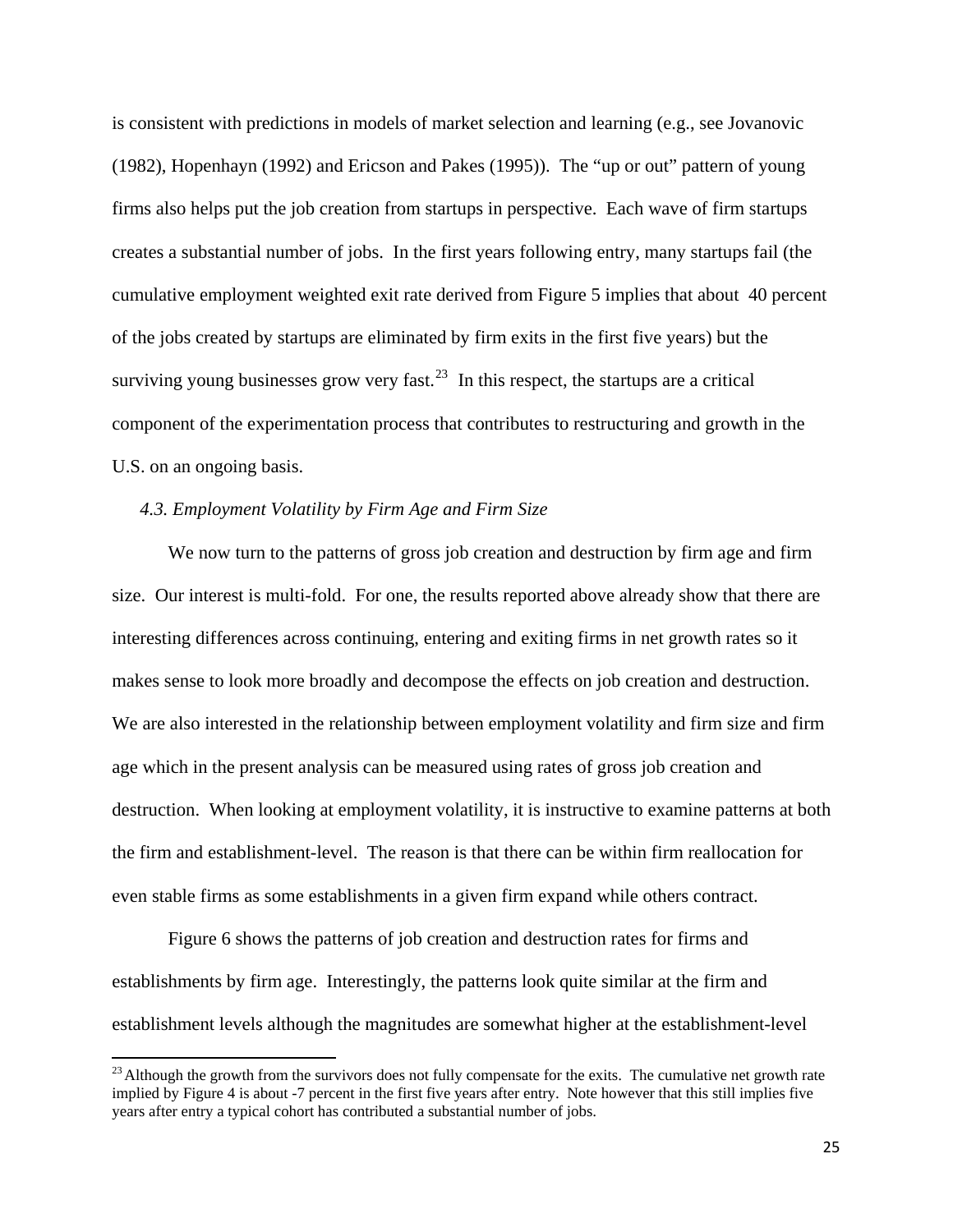is consistent with predictions in models of market selection and learning (e.g., see Jovanovic (1982), Hopenhayn (1992) and Ericson and Pakes (1995)). The "up or out" pattern of young firms also helps put the job creation from startups in perspective. Each wave of firm startups creates a substantial number of jobs. In the first years following entry, many startups fail (the cumulative employment weighted exit rate derived from Figure 5 implies that about 40 percent of the jobs created by startups are eliminated by firm exits in the first five years) but the surviving young businesses grow very fast.[23] In this respect, the startups are a critical component of the experimentation process that contributes to restructuring and growth in the U.S. on an ongoing basis.

### *4.3. Employment Volatility by Firm Age and Firm Size*

We now turn to the patterns of gross job creation and destruction by firm age and firm size. Our interest is multi-fold. For one, the results reported above already show that there are interesting differences across continuing, entering and exiting firms in net growth rates so it makes sense to look more broadly and decompose the effects on job creation and destruction. We are also interested in the relationship between employment volatility and firm size and firm age which in the present analysis can be measured using rates of gross job creation and destruction. When looking at employment volatility, it is instructive to examine patterns at both the firm and establishment-level. The reason is that there can be within firm reallocation for even stable firms as some establishments in a given firm expand while others contract.

Figure 6 shows the patterns of job creation and destruction rates for firms and establishments by firm age. Interestingly, the patterns look quite similar at the firm and establishment levels although the magnitudes are somewhat higher at the establishment-level

[23] Although the growth from the survivors does not fully compensate for the exits. The cumulative net growth rate implied by Figure 4 is about -7 percent in the first five years after entry. Note however that this still implies five years after entry a typical cohort has contributed a substantial number of jobs.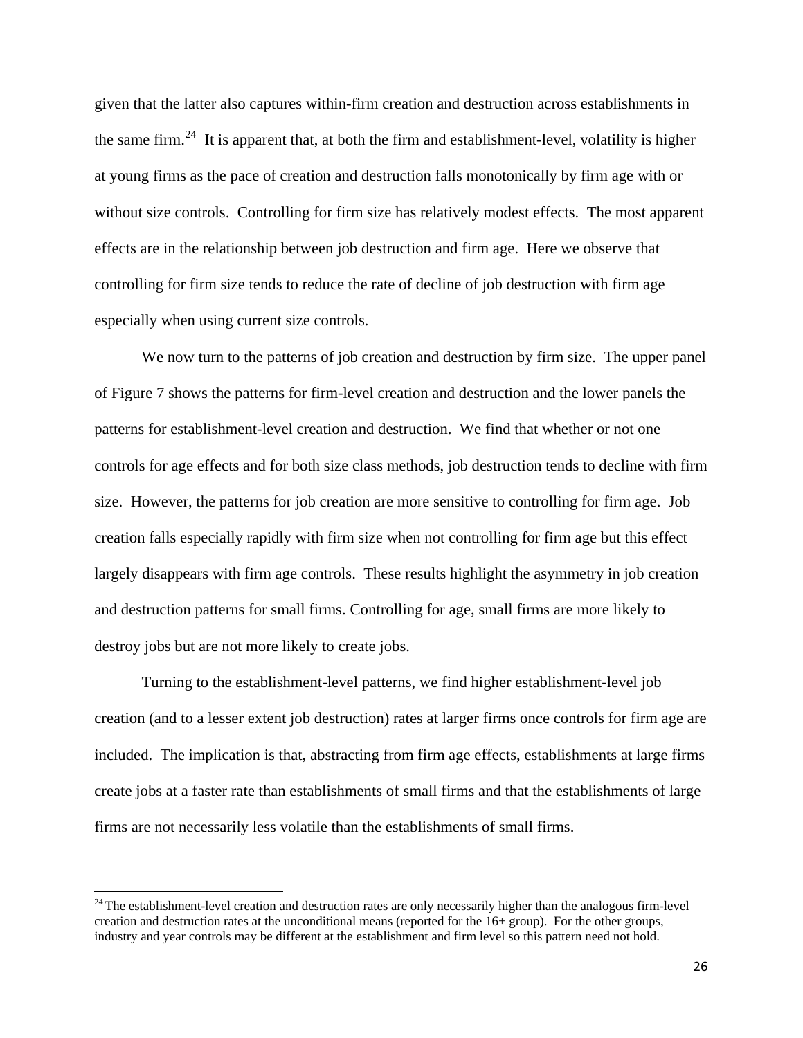given that the latter also captures within-firm creation and destruction across establishments in the same firm.[24] It is apparent that, at both the firm and establishment-level, volatility is higher at young firms as the pace of creation and destruction falls monotonically by firm age with or without size controls. Controlling for firm size has relatively modest effects. The most apparent effects are in the relationship between job destruction and firm age. Here we observe that controlling for firm size tends to reduce the rate of decline of job destruction with firm age especially when using current size controls.

We now turn to the patterns of job creation and destruction by firm size. The upper panel of Figure 7 shows the patterns for firm-level creation and destruction and the lower panels the patterns for establishment-level creation and destruction. We find that whether or not one controls for age effects and for both size class methods, job destruction tends to decline with firm size. However, the patterns for job creation are more sensitive to controlling for firm age. Job creation falls especially rapidly with firm size when not controlling for firm age but this effect largely disappears with firm age controls. These results highlight the asymmetry in job creation and destruction patterns for small firms. Controlling for age, small firms are more likely to destroy jobs but are not more likely to create jobs.

Turning to the establishment-level patterns, we find higher establishment-level job creation (and to a lesser extent job destruction) rates at larger firms once controls for firm age are included. The implication is that, abstracting from firm age effects, establishments at large firms create jobs at a faster rate than establishments of small firms and that the establishments of large firms are not necessarily less volatile than the establishments of small firms.

[24] The establishment-level creation and destruction rates are only necessarily higher than the analogous firm-level creation and destruction rates at the unconditional means (reported for the 16+ group). For the other groups, industry and year controls may be different at the establishment and firm level so this pattern need not hold.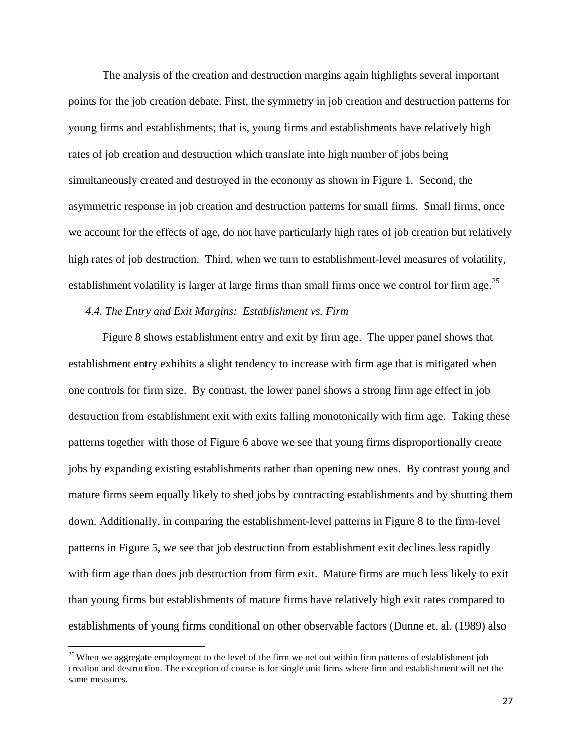The analysis of the creation and destruction margins again highlights several important points for the job creation debate. First, the symmetry in job creation and destruction patterns for young firms and establishments; that is, young firms and establishments have relatively high rates of job creation and destruction which translate into high number of jobs being simultaneously created and destroyed in the economy as shown in Figure 1. Second, the asymmetric response in job creation and destruction patterns for small firms. Small firms, once we account for the effects of age, do not have particularly high rates of job creation but relatively high rates of job destruction. Third, when we turn to establishment-level measures of volatility, establishment volatility is larger at large firms than small firms once we control for firm age.[25]

### *4.4. The Entry and Exit Margins: Establishment vs. Firm*

Figure 8 shows establishment entry and exit by firm age. The upper panel shows that establishment entry exhibits a slight tendency to increase with firm age that is mitigated when one controls for firm size. By contrast, the lower panel shows a strong firm age effect in job destruction from establishment exit with exits falling monotonically with firm age. Taking these patterns together with those of Figure 6 above we see that young firms disproportionally create jobs by expanding existing establishments rather than opening new ones. By contrast young and mature firms seem equally likely to shed jobs by contracting establishments and by shutting them down. Additionally, in comparing the establishment-level patterns in Figure 8 to the firm-level patterns in Figure 5, we see that job destruction from establishment exit declines less rapidly with firm age than does job destruction from firm exit. Mature firms are much less likely to exit than young firms but establishments of mature firms have relatively high exit rates compared to establishments of young firms conditional on other observable factors (Dunne et. al. (1989) also

---

[25] When we aggregate employment to the level of the firm we net out within firm patterns of establishment job creation and destruction. The exception of course is for single unit firms where firm and establishment will net the same measures.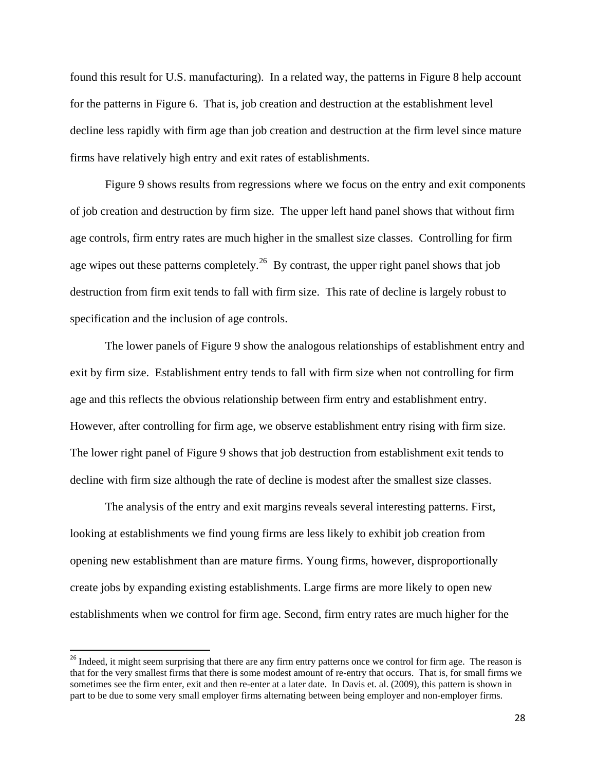found this result for U.S. manufacturing). In a related way, the patterns in Figure 8 help account for the patterns in Figure 6. That is, job creation and destruction at the establishment level decline less rapidly with firm age than job creation and destruction at the firm level since mature firms have relatively high entry and exit rates of establishments.

Figure 9 shows results from regressions where we focus on the entry and exit components of job creation and destruction by firm size. The upper left hand panel shows that without firm age controls, firm entry rates are much higher in the smallest size classes. Controlling for firm age wipes out these patterns completely.[26] By contrast, the upper right panel shows that job destruction from firm exit tends to fall with firm size. This rate of decline is largely robust to specification and the inclusion of age controls.

The lower panels of Figure 9 show the analogous relationships of establishment entry and exit by firm size. Establishment entry tends to fall with firm size when not controlling for firm age and this reflects the obvious relationship between firm entry and establishment entry. However, after controlling for firm age, we observe establishment entry rising with firm size. The lower right panel of Figure 9 shows that job destruction from establishment exit tends to decline with firm size although the rate of decline is modest after the smallest size classes.

The analysis of the entry and exit margins reveals several interesting patterns. First, looking at establishments we find young firms are less likely to exhibit job creation from opening new establishment than are mature firms. Young firms, however, disproportionally create jobs by expanding existing establishments. Large firms are more likely to open new establishments when we control for firm age. Second, firm entry rates are much higher for the

[26] Indeed, it might seem surprising that there are any firm entry patterns once we control for firm age. The reason is that for the very smallest firms that there is some modest amount of re-entry that occurs. That is, for small firms we sometimes see the firm enter, exit and then re-enter at a later date. In Davis et. al. (2009), this pattern is shown in part to be due to some very small employer firms alternating between being employer and non-employer firms.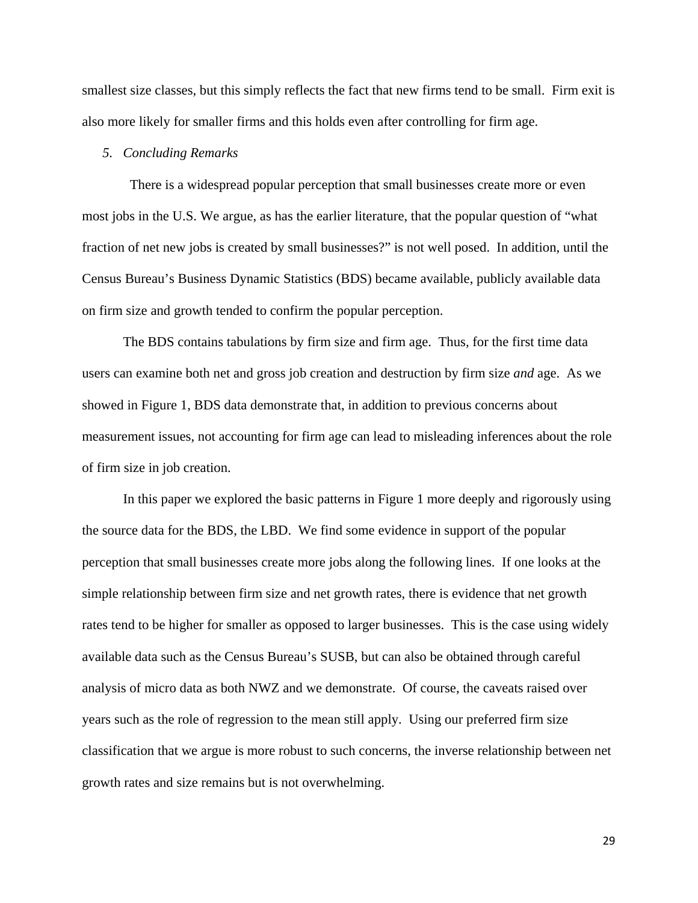smallest size classes, but this simply reflects the fact that new firms tend to be small. Firm exit is also more likely for smaller firms and this holds even after controlling for firm age.

## 5. *Concluding Remarks*

There is a widespread popular perception that small businesses create more or even most jobs in the U.S. We argue, as has the earlier literature, that the popular question of "what fraction of net new jobs is created by small businesses?" is not well posed. In addition, until the Census Bureau's Business Dynamic Statistics (BDS) became available, publicly available data on firm size and growth tended to confirm the popular perception.

The BDS contains tabulations by firm size and firm age. Thus, for the first time data users can examine both net and gross job creation and destruction by firm size *and* age. As we showed in Figure 1, BDS data demonstrate that, in addition to previous concerns about measurement issues, not accounting for firm age can lead to misleading inferences about the role of firm size in job creation.

In this paper we explored the basic patterns in Figure 1 more deeply and rigorously using the source data for the BDS, the LBD. We find some evidence in support of the popular perception that small businesses create more jobs along the following lines. If one looks at the simple relationship between firm size and net growth rates, there is evidence that net growth rates tend to be higher for smaller as opposed to larger businesses. This is the case using widely available data such as the Census Bureau's SUSB, but can also be obtained through careful analysis of micro data as both NWZ and we demonstrate. Of course, the caveats raised over years such as the role of regression to the mean still apply. Using our preferred firm size classification that we argue is more robust to such concerns, the inverse relationship between net growth rates and size remains but is not overwhelming.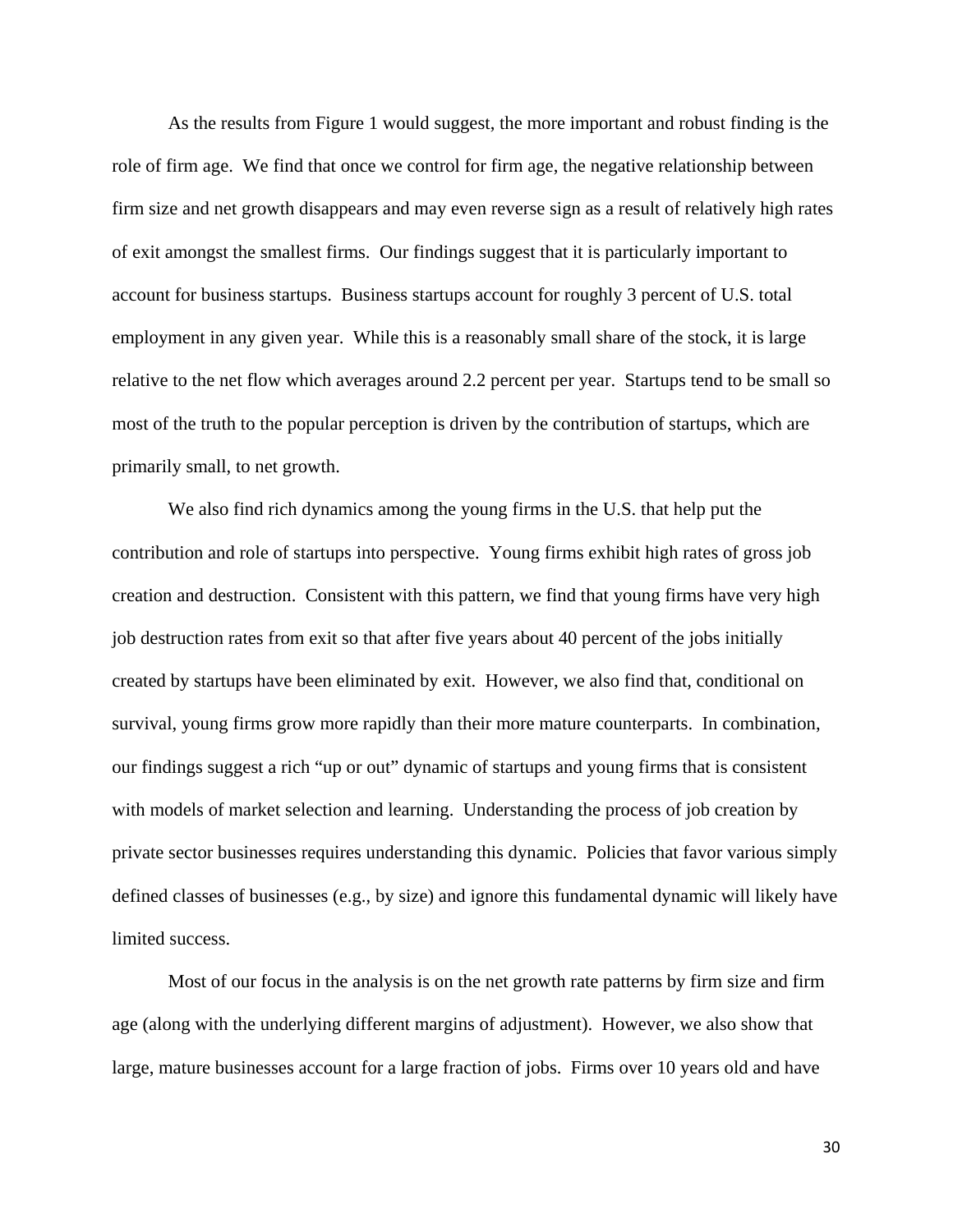As the results from Figure 1 would suggest, the more important and robust finding is the role of firm age. We find that once we control for firm age, the negative relationship between firm size and net growth disappears and may even reverse sign as a result of relatively high rates of exit amongst the smallest firms. Our findings suggest that it is particularly important to account for business startups. Business startups account for roughly 3 percent of U.S. total employment in any given year. While this is a reasonably small share of the stock, it is large relative to the net flow which averages around 2.2 percent per year. Startups tend to be small so most of the truth to the popular perception is driven by the contribution of startups, which are primarily small, to net growth.

We also find rich dynamics among the young firms in the U.S. that help put the contribution and role of startups into perspective. Young firms exhibit high rates of gross job creation and destruction. Consistent with this pattern, we find that young firms have very high job destruction rates from exit so that after five years about 40 percent of the jobs initially created by startups have been eliminated by exit. However, we also find that, conditional on survival, young firms grow more rapidly than their more mature counterparts. In combination, our findings suggest a rich "up or out" dynamic of startups and young firms that is consistent with models of market selection and learning. Understanding the process of job creation by private sector businesses requires understanding this dynamic. Policies that favor various simply defined classes of businesses (e.g., by size) and ignore this fundamental dynamic will likely have limited success.

Most of our focus in the analysis is on the net growth rate patterns by firm size and firm age (along with the underlying different margins of adjustment). However, we also show that large, mature businesses account for a large fraction of jobs. Firms over 10 years old and have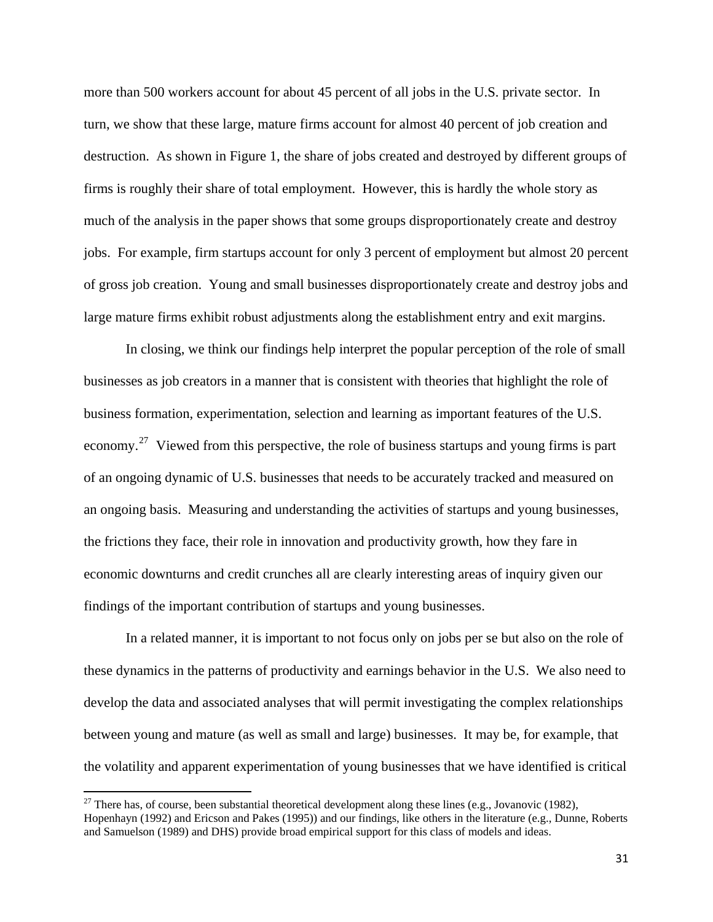more than 500 workers account for about 45 percent of all jobs in the U.S. private sector. In turn, we show that these large, mature firms account for almost 40 percent of job creation and destruction. As shown in Figure 1, the share of jobs created and destroyed by different groups of firms is roughly their share of total employment. However, this is hardly the whole story as much of the analysis in the paper shows that some groups disproportionately create and destroy jobs. For example, firm startups account for only 3 percent of employment but almost 20 percent of gross job creation. Young and small businesses disproportionately create and destroy jobs and large mature firms exhibit robust adjustments along the establishment entry and exit margins.

In closing, we think our findings help interpret the popular perception of the role of small businesses as job creators in a manner that is consistent with theories that highlight the role of business formation, experimentation, selection and learning as important features of the U.S. economy.[27] Viewed from this perspective, the role of business startups and young firms is part of an ongoing dynamic of U.S. businesses that needs to be accurately tracked and measured on an ongoing basis. Measuring and understanding the activities of startups and young businesses, the frictions they face, their role in innovation and productivity growth, how they fare in economic downturns and credit crunches all are clearly interesting areas of inquiry given our findings of the important contribution of startups and young businesses.

In a related manner, it is important to not focus only on jobs per se but also on the role of these dynamics in the patterns of productivity and earnings behavior in the U.S. We also need to develop the data and associated analyses that will permit investigating the complex relationships between young and mature (as well as small and large) businesses. It may be, for example, that the volatility and apparent experimentation of young businesses that we have identified is critical

---

[27] There has, of course, been substantial theoretical development along these lines (e.g., Jovanovic (1982), Hopenhayn (1992) and Ericson and Pakes (1995)) and our findings, like others in the literature (e.g., Dunne, Roberts and Samuelson (1989) and DHS) provide broad empirical support for this class of models and ideas.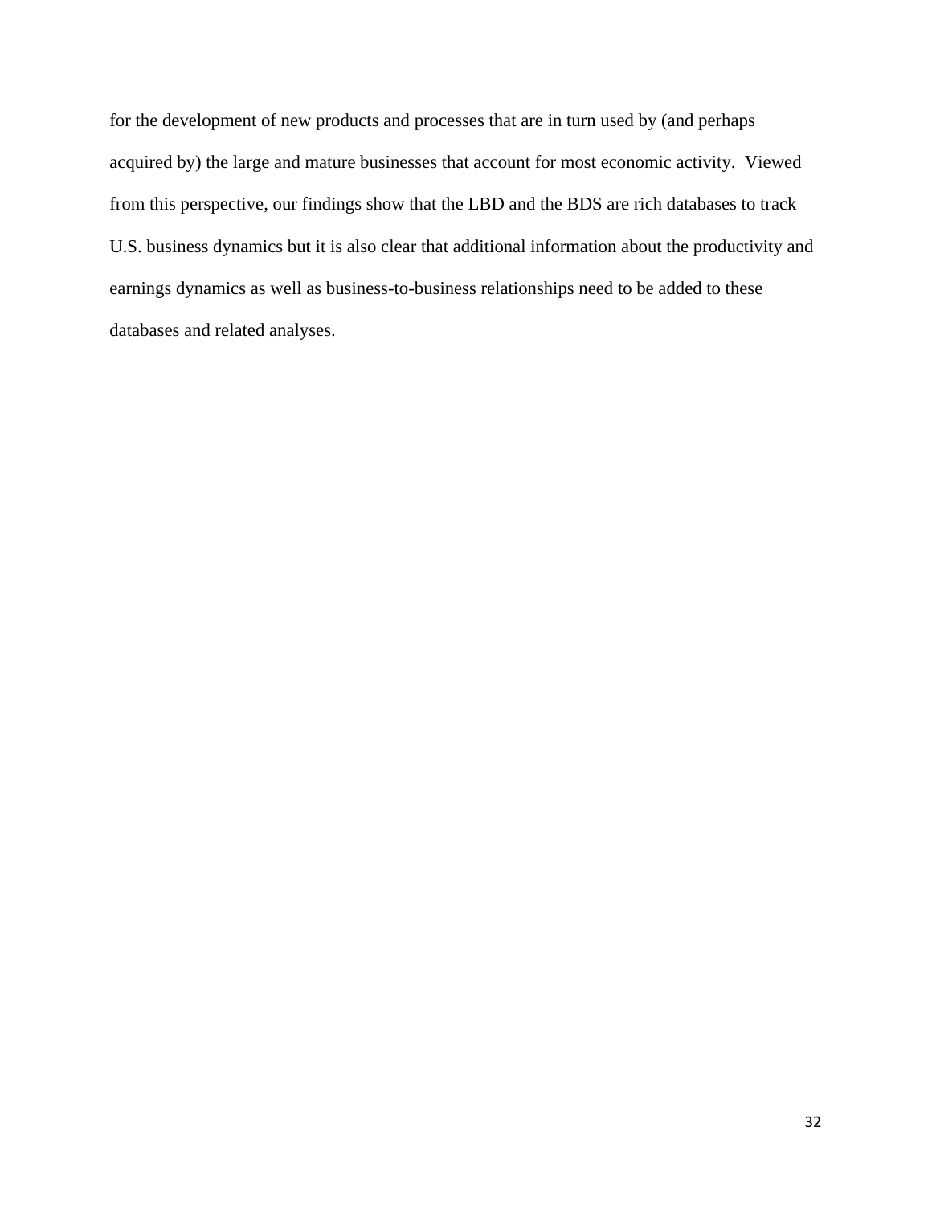for the development of new products and processes that are in turn used by (and perhaps acquired by) the large and mature businesses that account for most economic activity. Viewed from this perspective, our findings show that the LBD and the BDS are rich databases to track U.S. business dynamics but it is also clear that additional information about the productivity and earnings dynamics as well as business-to-business relationships need to be added to these databases and related analyses.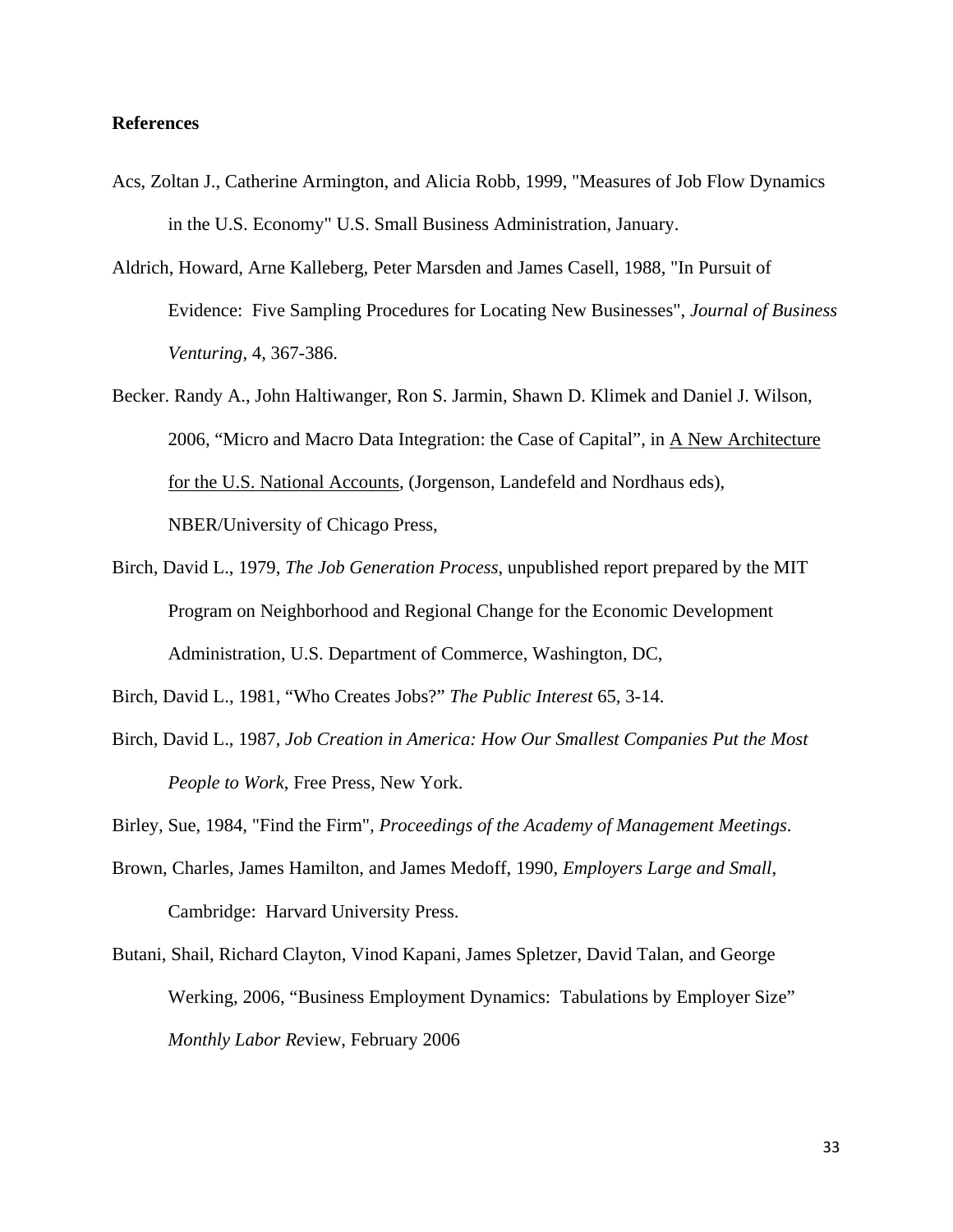**References**

Acs, Zoltan J., Catherine Armington, and Alicia Robb, 1999, "Measures of Job Flow Dynamics in the U.S. Economy" U.S. Small Business Administration, January.

Aldrich, Howard, Arne Kalleberg, Peter Marsden and James Casell, 1988, "In Pursuit of Evidence: Five Sampling Procedures for Locating New Businesses", *Journal of Business Venturing*, 4, 367-386.

Becker. Randy A., John Haltiwanger, Ron S. Jarmin, Shawn D. Klimek and Daniel J. Wilson, 2006, "Micro and Macro Data Integration: the Case of Capital", in A New Architecture for the U.S. National Accounts, (Jorgenson, Landefeld and Nordhaus eds), NBER/University of Chicago Press,

Birch, David L., 1979, *The Job Generation Process*, unpublished report prepared by the MIT Program on Neighborhood and Regional Change for the Economic Development Administration, U.S. Department of Commerce, Washington, DC,

Birch, David L., 1981, "Who Creates Jobs?" *The Public Interest* 65, 3-14.

Birch, David L., 1987, *Job Creation in America: How Our Smallest Companies Put the Most People to Work*, Free Press, New York.

Birley, Sue, 1984, "Find the Firm", *Proceedings of the Academy of Management Meetings*.

Brown, Charles, James Hamilton, and James Medoff, 1990, *Employers Large and Small*, Cambridge: Harvard University Press.

Butani, Shail, Richard Clayton, Vinod Kapani, James Spletzer, David Talan, and George Werking, 2006, "Business Employment Dynamics: Tabulations by Employer Size" *Monthly Labor Re*view, February 2006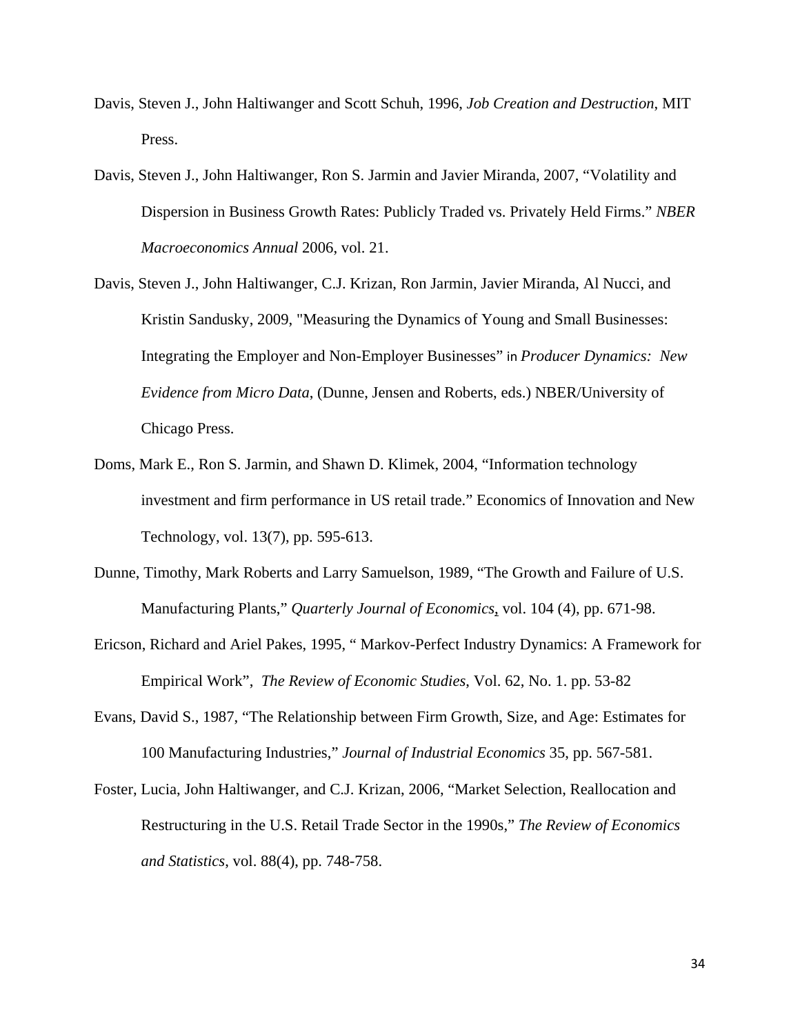Davis, Steven J., John Haltiwanger and Scott Schuh, 1996, *Job Creation and Destruction*, MIT Press.

Davis, Steven J., John Haltiwanger, Ron S. Jarmin and Javier Miranda, 2007, "Volatility and Dispersion in Business Growth Rates: Publicly Traded vs. Privately Held Firms." *NBER Macroeconomics Annual* 2006, vol. 21.

Davis, Steven J., John Haltiwanger, C.J. Krizan, Ron Jarmin, Javier Miranda, Al Nucci, and Kristin Sandusky, 2009, "Measuring the Dynamics of Young and Small Businesses: Integrating the Employer and Non-Employer Businesses" in *Producer Dynamics: New Evidence from Micro Data*, (Dunne, Jensen and Roberts, eds.) NBER/University of Chicago Press.

Doms, Mark E., Ron S. Jarmin, and Shawn D. Klimek, 2004, "Information technology investment and firm performance in US retail trade." Economics of Innovation and New Technology, vol. 13(7), pp. 595-613.

Dunne, Timothy, Mark Roberts and Larry Samuelson, 1989, "The Growth and Failure of U.S. Manufacturing Plants," *Quarterly Journal of Economics*, vol. 104 (4), pp. 671-98.

Ericson, Richard and Ariel Pakes, 1995, " Markov-Perfect Industry Dynamics: A Framework for Empirical Work", *The Review of Economic Studies*, Vol. 62, No. 1. pp. 53-82

Evans, David S., 1987, "The Relationship between Firm Growth, Size, and Age: Estimates for 100 Manufacturing Industries," *Journal of Industrial Economics* 35, pp. 567-581.

Foster, Lucia, John Haltiwanger, and C.J. Krizan, 2006, "Market Selection, Reallocation and Restructuring in the U.S. Retail Trade Sector in the 1990s," *The Review of Economics and Statistics*, vol. 88(4), pp. 748-758.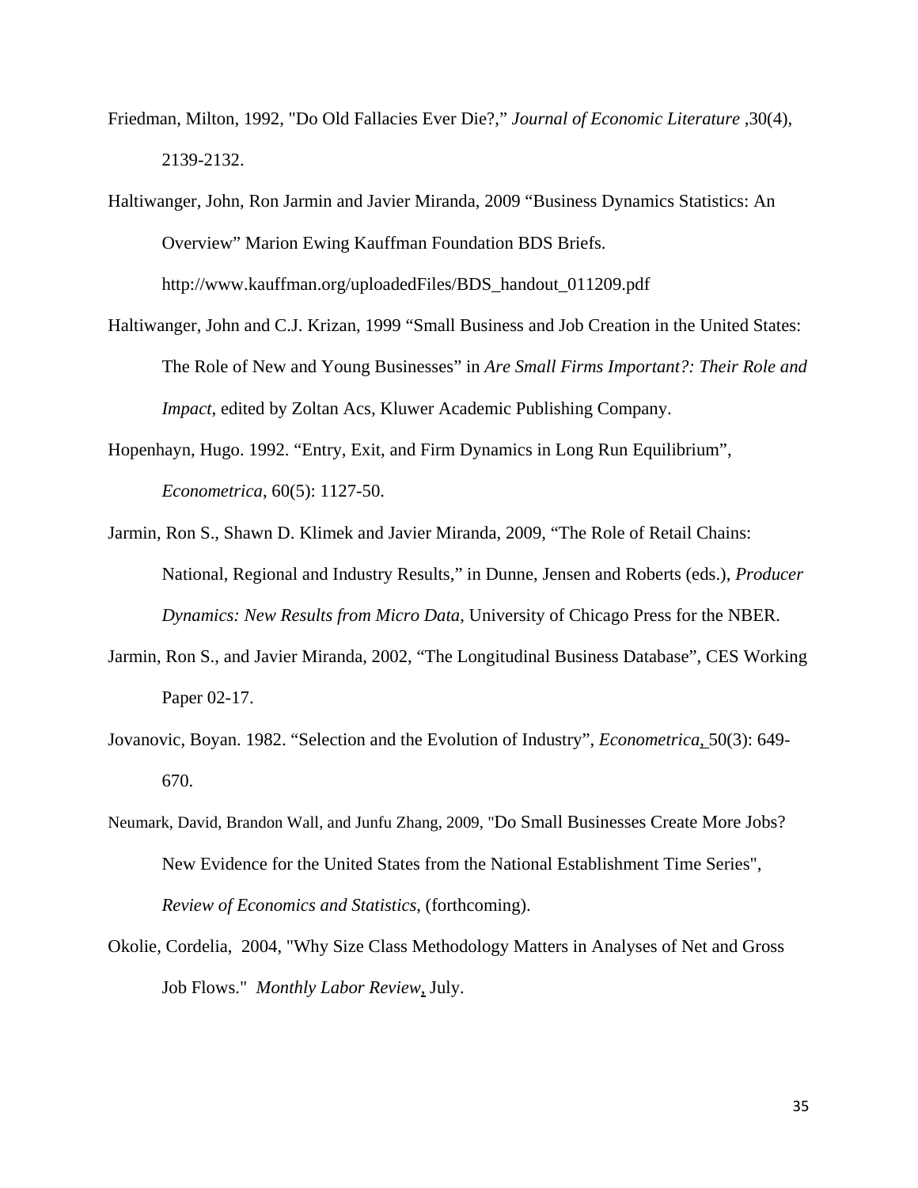Friedman, Milton, 1992, "Do Old Fallacies Ever Die?," *Journal of Economic Literature* ,30(4), 2139-2132.

Haltiwanger, John, Ron Jarmin and Javier Miranda, 2009 "Business Dynamics Statistics: An Overview" Marion Ewing Kauffman Foundation BDS Briefs. http://www.kauffman.org/uploadedFiles/BDS_handout_011209.pdf

Haltiwanger, John and C.J. Krizan, 1999 "Small Business and Job Creation in the United States: The Role of New and Young Businesses" in *Are Small Firms Important?: Their Role and Impact*, edited by Zoltan Acs, Kluwer Academic Publishing Company.

Hopenhayn, Hugo. 1992. "Entry, Exit, and Firm Dynamics in Long Run Equilibrium", *Econometrica*, 60(5): 1127-50.

Jarmin, Ron S., Shawn D. Klimek and Javier Miranda, 2009, "The Role of Retail Chains: National, Regional and Industry Results," in Dunne, Jensen and Roberts (eds.), *Producer Dynamics: New Results from Micro Data,* University of Chicago Press for the NBER.

Jarmin, Ron S., and Javier Miranda, 2002, "The Longitudinal Business Database", CES Working Paper 02-17.

Jovanovic, Boyan. 1982. "Selection and the Evolution of Industry", *Econometrica*, 50(3): 649-670.

Neumark, David, Brandon Wall, and Junfu Zhang, 2009, "Do Small Businesses Create More Jobs? New Evidence for the United States from the National Establishment Time Series", *Review of Economics and Statistics*, (forthcoming).

Okolie, Cordelia, 2004, "Why Size Class Methodology Matters in Analyses of Net and Gross Job Flows." *Monthly Labor Review*, July.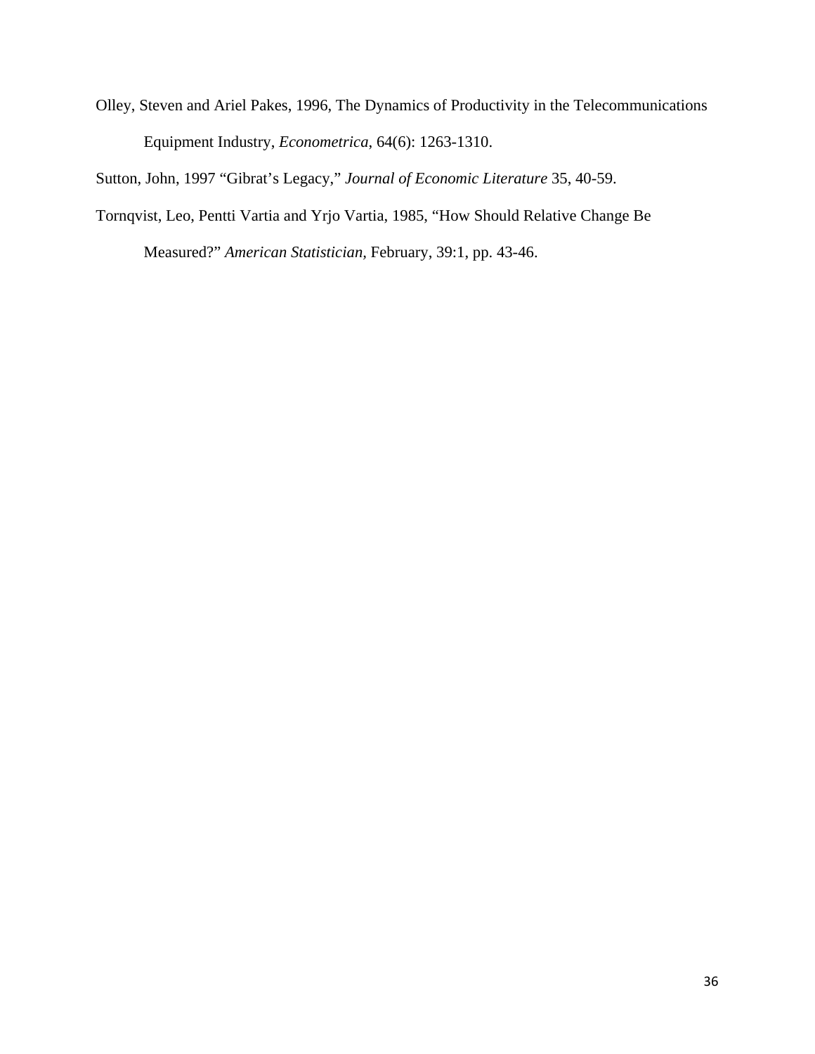Olley, Steven and Ariel Pakes, 1996, The Dynamics of Productivity in the Telecommunications Equipment Industry, *Econometrica*, 64(6): 1263-1310.

Sutton, John, 1997 "Gibrat's Legacy," *Journal of Economic Literature* 35, 40-59.

Tornqvist, Leo, Pentti Vartia and Yrjo Vartia, 1985, "How Should Relative Change Be Measured?" *American Statistician,* February, 39:1, pp. 43-46.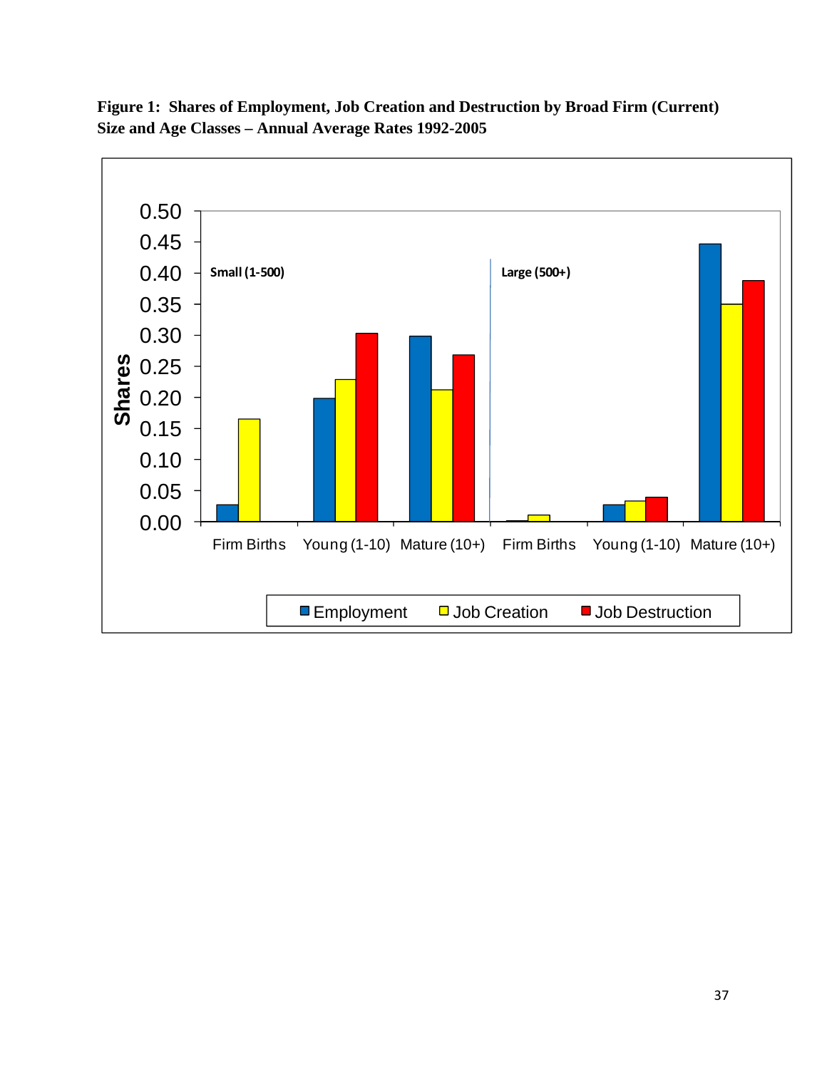**Figure 1: Shares of Employment, Job Creation and Destruction by Broad Firm (Current) Size and Age Classes – Annual Average Rates 1992-2005**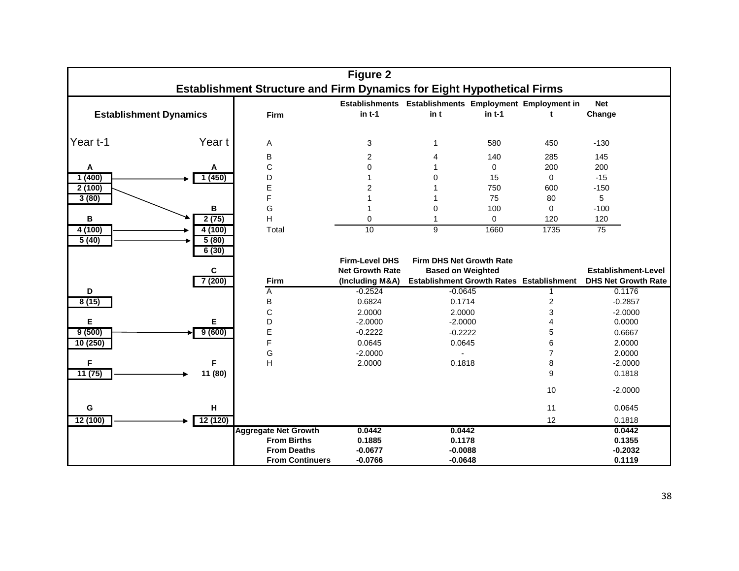# Figure 2

## Establishment Structure and Firm Dynamics for Eight Hypothetical Firms

### Establishment Dynamics

| Year t-1 | Year t |
|---|---|
| **A** | **A** |
| 1 (400) → | 1 (450) |
| 2 (100) → | B: 2 (75) |
| 3 (80) | |
| **B** | **B** |
| 4 (100) → | 4 (100) |
| 5 (40) → | 5 (80) |
| | 6 (30) |
| | **C** |
| | 7 (200) |
| **D** | |
| 8 (15) | |
| **E** | **E** |
| 9 (500) → | 9 (600) |
| 10 (250) | |
| **F** | **F** |
| 11 (75) → | 11 (80) |
| **G** | **H** |
| 12 (100) → | 12 (120) |

| Firm | Establishments in t-1 | Establishments in t | Employment in t-1 | Employment in t | Net Change |
|---|---|---|---|---|---|
| A | 3 | 1 | 580 | 450 | -130 |
| B | 2 | 4 | 140 | 285 | 145 |
| C | 0 | 1 | 0 | 200 | 200 |
| D | 1 | 0 | 15 | 0 | -15 |
| E | 2 | 1 | 750 | 600 | -150 |
| F | 1 | 1 | 75 | 80 | 5 |
| G | 1 | 0 | 100 | 0 | -100 |
| H | 0 | 1 | 0 | 120 | 120 |
| Total | 10 | 9 | 1660 | 1735 | 75 |

| Firm | Firm-Level DHS Net Growth Rate (Including M&A) | Firm DHS Net Growth Rate Based on Weighted Establishment Growth Rates | Establishment | Establishment-Level DHS Net Growth Rate |
|---|---|---|---|---|
| A | -0.2524 | -0.0645 | 1 | 0.1176 |
| B | 0.6824 | 0.1714 | 2 | -0.2857 |
| C | 2.0000 | 2.0000 | 3 | -2.0000 |
| D | -2.0000 | -2.0000 | 4 | 0.0000 |
| E | -0.2222 | -0.2222 | 5 | 0.6667 |
| F | 0.0645 | 0.0645 | 6 | 2.0000 |
| G | -2.0000 | - | 7 | 2.0000 |
| H | 2.0000 | 0.1818 | 8 | -2.0000 |
| | | | 9 | 0.1818 |
| | | | 10 | -2.0000 |
| | | | 11 | 0.0645 |
| | | | 12 | 0.1818 |
| **Aggregate Net Growth** | **0.0442** | **0.0442** | | **0.0442** |
| **From Births** | **0.1885** | **0.1178** | | **0.1355** |
| **From Deaths** | **-0.0677** | **-0.0088** | | **-0.2032** |
| **From Continuers** | **-0.0766** | **-0.0648** | | **0.1119** |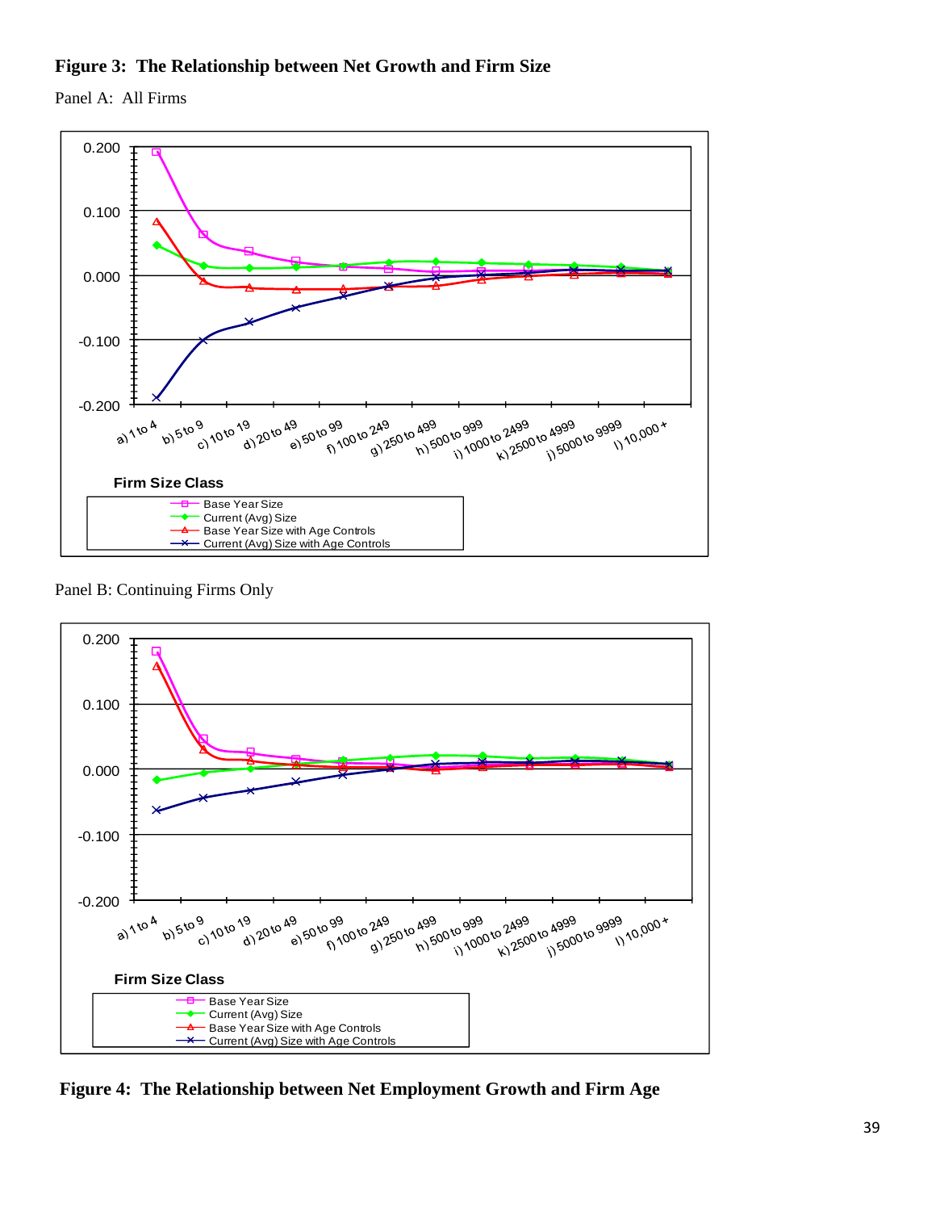**Figure 3: The Relationship between Net Growth and Firm Size**

Panel A: All Firms

Panel B: Continuing Firms Only

**Figure 4: The Relationship between Net Employment Growth and Firm Age**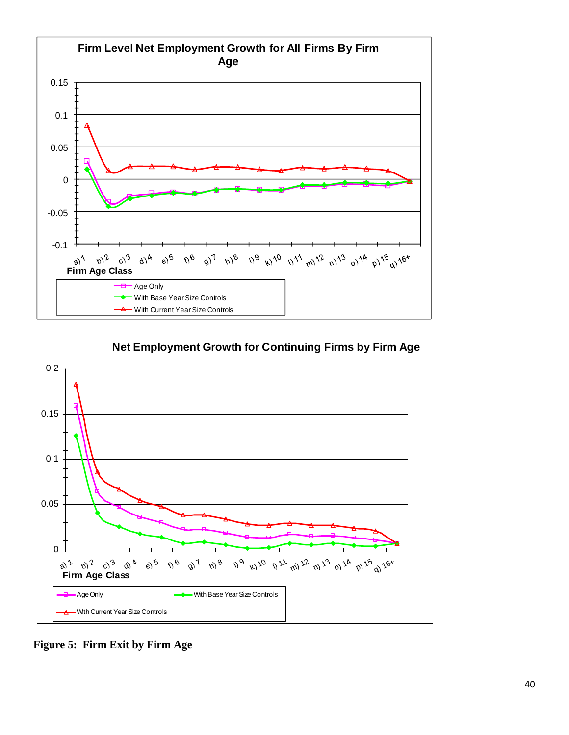**Firm Level Net Employment Growth for All Firms By Firm Age**

Firm Age Class: a) 1, b) 2, c) 3, d) 4, e) 5, f) 6, g) 7, h) 8, i) 9, k) 10, l) 11, m) 12, n) 13, o) 14, p) 15, q) 16+

Legend: Age Only; With Base Year Size Controls; With Current Year Size Controls

**Net Employment Growth for Continuing Firms by Firm Age**

Firm Age Class: a) 1, b) 2, c) 3, d) 4, e) 5, f) 6, g) 7, h) 8, i) 9, k) 10, l) 11, m) 12, n) 13, o) 14, p) 15, q) 16+

Legend: Age Only; With Base Year Size Controls; With Current Year Size Controls

**Figure 5: Firm Exit by Firm Age**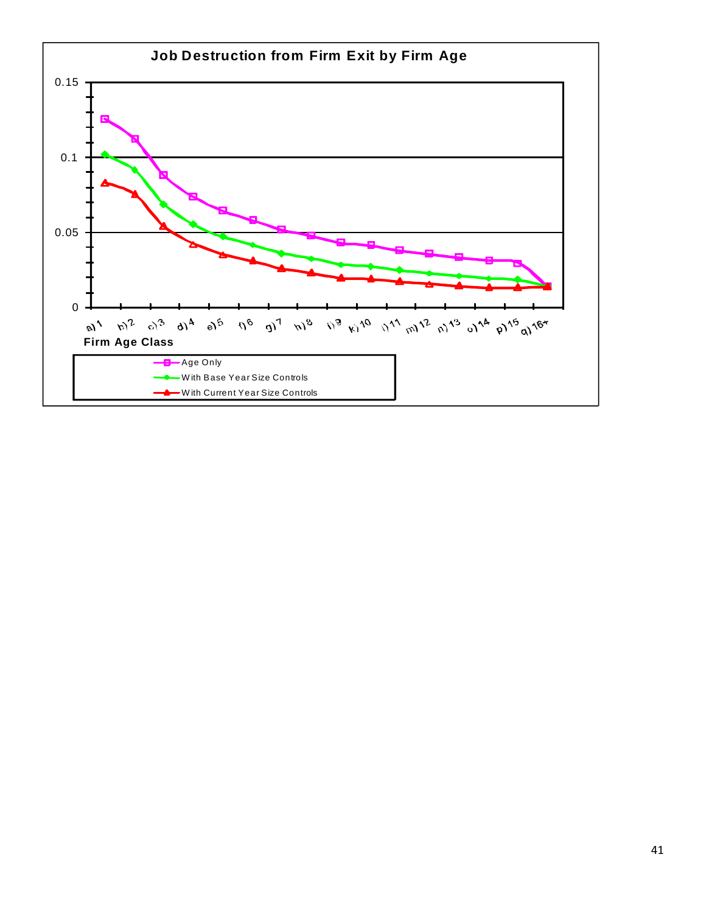**Job Destruction from Firm Exit by Firm Age**

| Firm Age Class | Age Only | With Base Year Size Controls | With Current Year Size Controls |
|---|---|---|---|
| a) 1 | | | |
| b) 2 | | | |
| c) 3 | | | |
| d) 4 | | | |
| e) 5 | | | |
| f) 6 | | | |
| g) 7 | | | |
| h) 8 | | | |
| i) 9 | | | |
| k) 10 | | | |
| l) 11 | | | |
| m) 12 | | | |
| n) 13 | | | |
| o) 14 | | | |
| p) 15 | | | |
| q) 16+ | | | |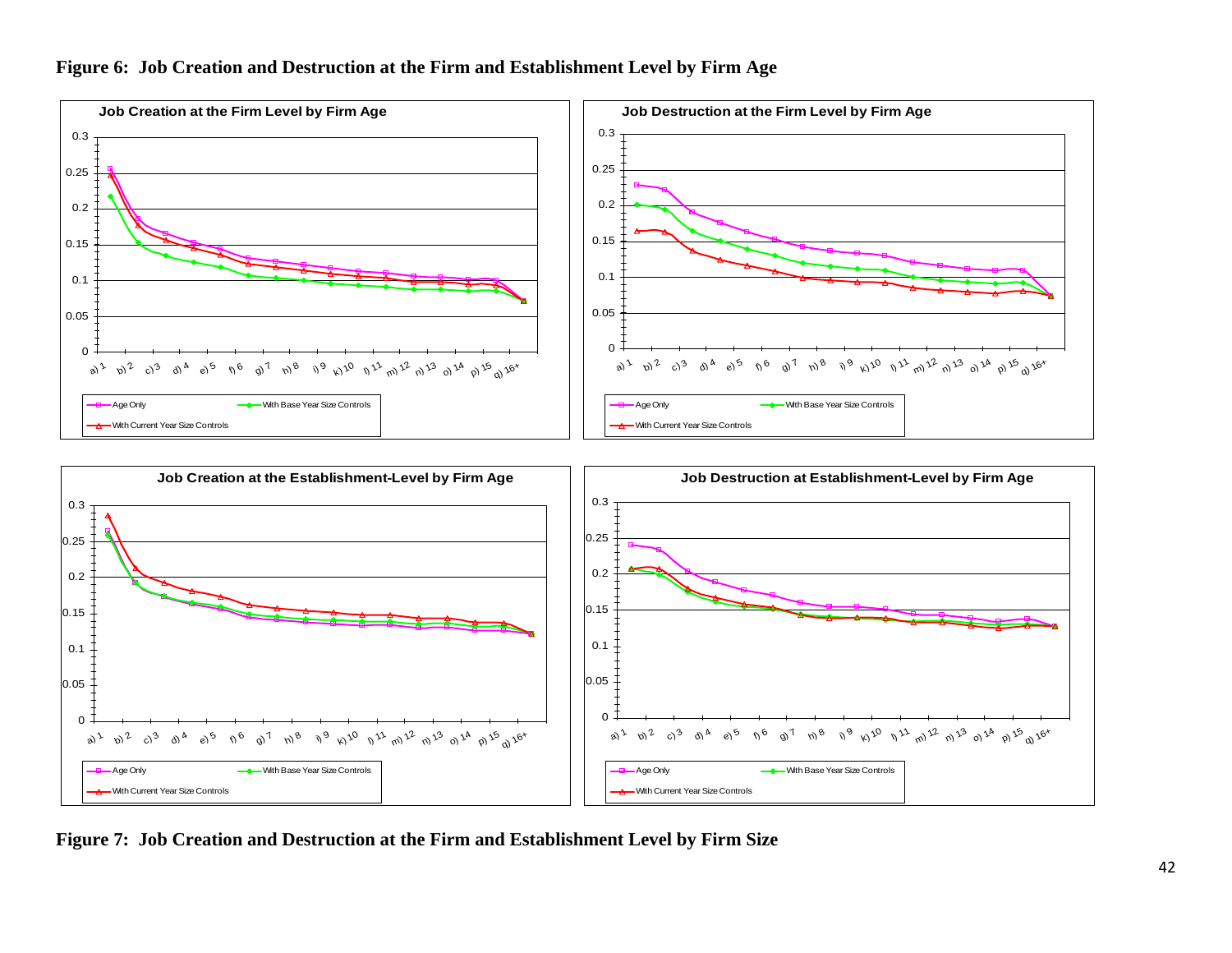**Figure 6: Job Creation and Destruction at the Firm and Establishment Level by Firm Age**

**Figure 7: Job Creation and Destruction at the Firm and Establishment Level by Firm Size**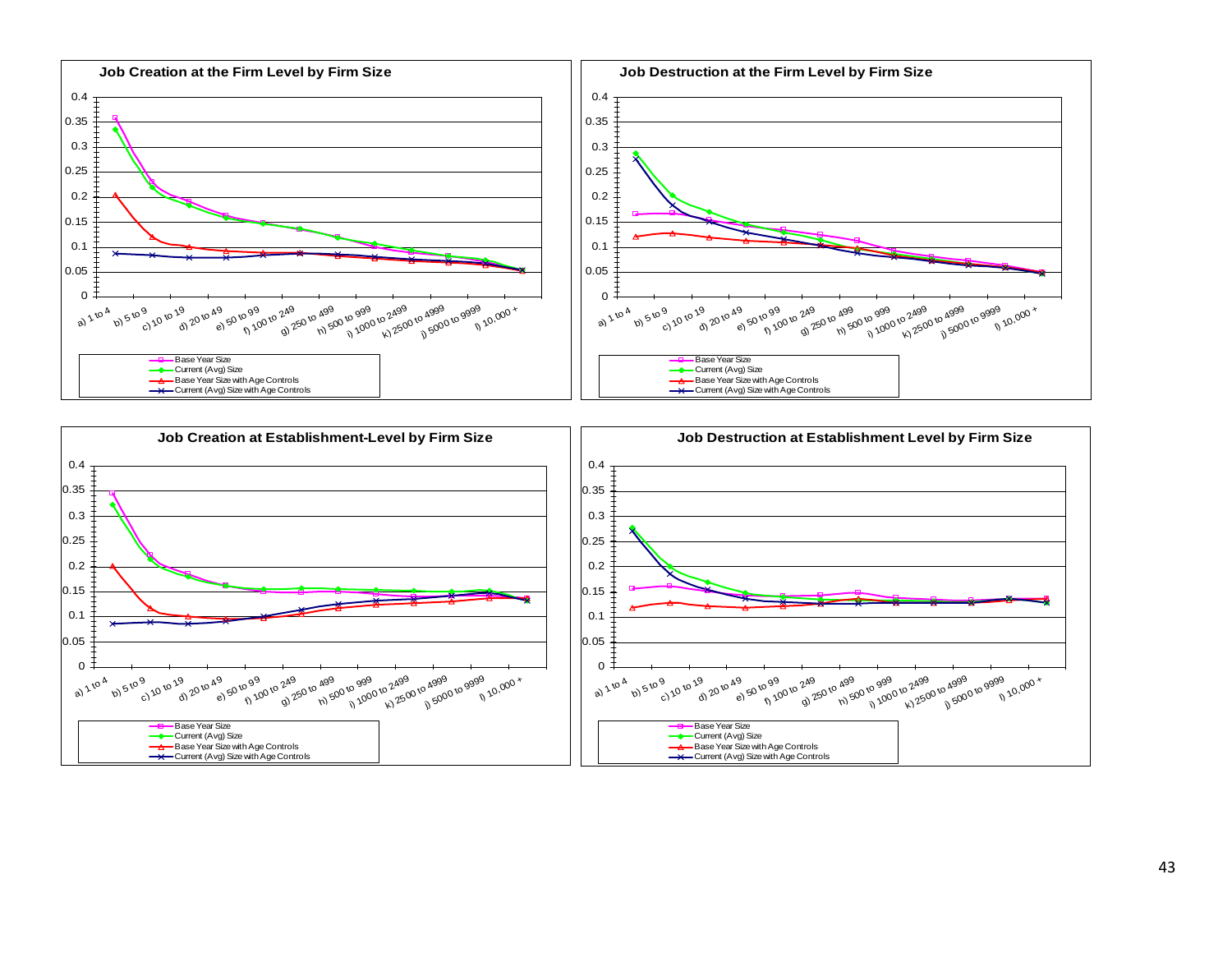**Job Creation at the Firm Level by Firm Size**

**Job Destruction at the Firm Level by Firm Size**

**Job Creation at Establishment-Level by Firm Size**

**Job Destruction at Establishment Level by Firm Size**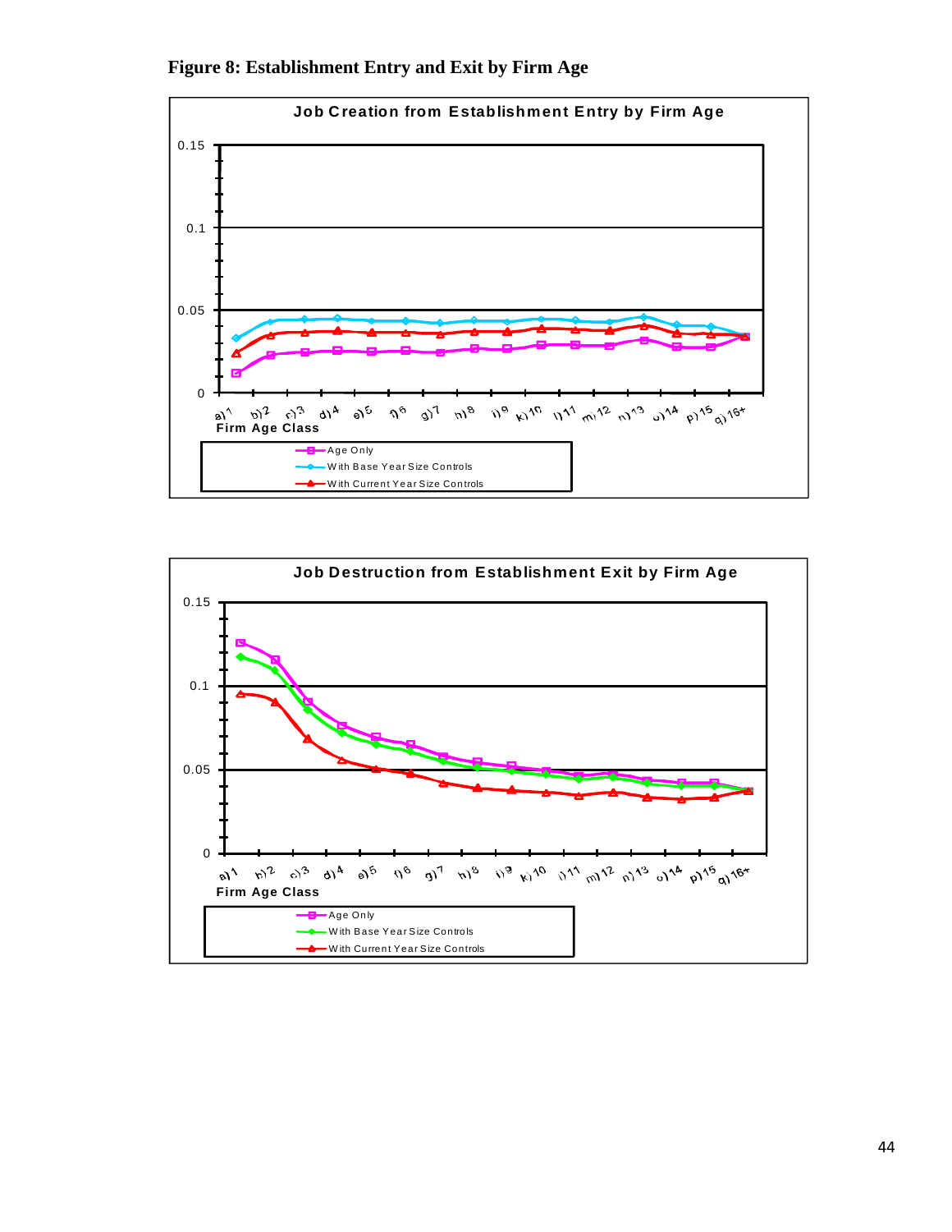**Figure 8: Establishment Entry and Exit by Firm Age**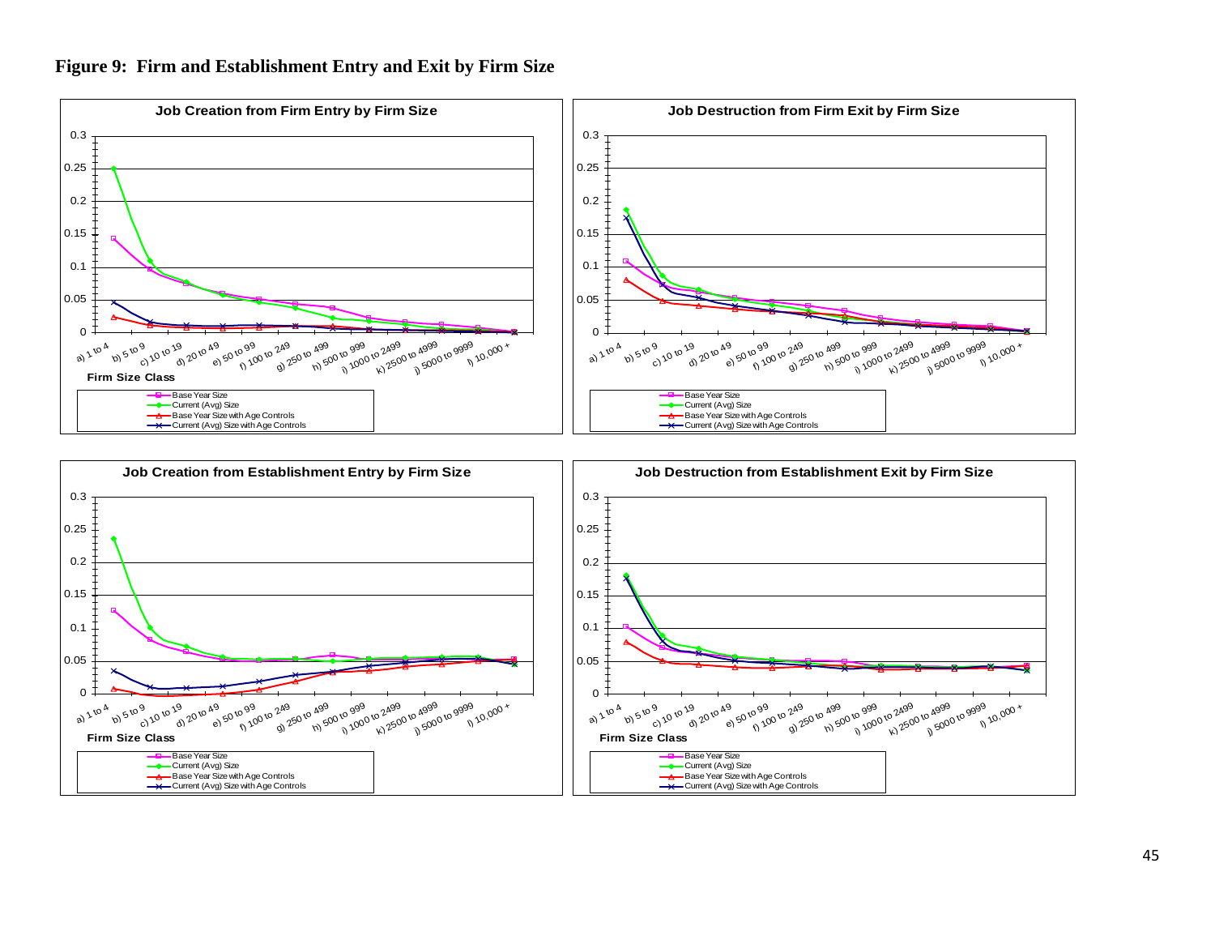**Figure 9: Firm and Establishment Entry and Exit by Firm Size**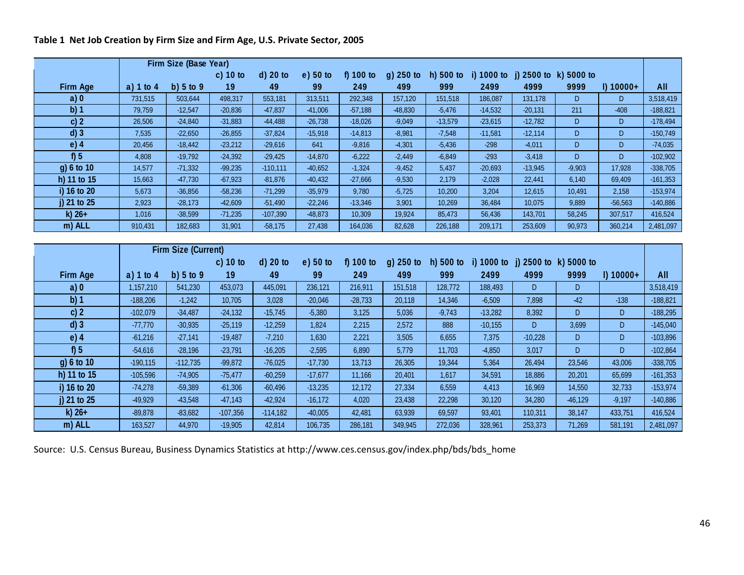**Table 1 Net Job Creation by Firm Size and Firm Age, U.S. Private Sector, 2005**

| | Firm Size (Base Year) | | | | | | | | | | | | |
|---|---|---|---|---|---|---|---|---|---|---|---|---|---|
| Firm Age | a) 1 to 4 | b) 5 to 9 | c) 10 to 19 | d) 20 to 49 | e) 50 to 99 | f) 100 to 249 | g) 250 to 499 | h) 500 to 999 | i) 1000 to 2499 | j) 2500 to 4999 | k) 5000 to 9999 | l) 10000+ | All |
| a) 0 | 731,515 | 503,644 | 498,317 | 553,181 | 313,511 | 292,348 | 157,120 | 151,518 | 186,087 | 131,178 | D | D | 3,518,419 |
| b) 1 | 79,759 | -12,547 | -20,836 | -47,837 | -41,006 | -57,188 | -48,830 | -5,476 | -14,532 | -20,131 | 211 | -408 | -188,821 |
| c) 2 | 26,506 | -24,840 | -31,883 | -44,488 | -26,738 | -18,026 | -9,049 | -13,579 | -23,615 | -12,782 | D | D | -178,494 |
| d) 3 | 7,535 | -22,650 | -26,855 | -37,824 | -15,918 | -14,813 | -8,981 | -7,548 | -11,581 | -12,114 | D | D | -150,749 |
| e) 4 | 20,456 | -18,442 | -23,212 | -29,616 | 641 | -9,816 | -4,301 | -5,436 | -298 | -4,011 | D | D | -74,035 |
| f) 5 | 4,808 | -19,792 | -24,392 | -29,425 | -14,870 | -6,222 | -2,449 | -6,849 | -293 | -3,418 | D | D | -102,902 |
| g) 6 to 10 | 14,577 | -71,332 | -99,235 | -110,111 | -40,652 | -1,324 | -9,452 | 5,437 | -20,693 | -13,945 | -9,903 | 17,928 | -338,705 |
| h) 11 to 15 | 15,663 | -47,730 | -67,923 | -81,876 | -40,432 | -27,666 | -9,530 | 2,179 | -2,028 | 22,441 | 6,140 | 69,409 | -161,353 |
| i) 16 to 20 | 5,673 | -36,856 | -58,236 | -71,299 | -35,979 | 9,780 | -5,725 | 10,200 | 3,204 | 12,615 | 10,491 | 2,158 | -153,974 |
| j) 21 to 25 | 2,923 | -28,173 | -42,609 | -51,490 | -22,246 | -13,346 | 3,901 | 10,269 | 36,484 | 10,075 | 9,889 | -56,563 | -140,886 |
| k) 26+ | 1,016 | -38,599 | -71,235 | -107,390 | -48,873 | 10,309 | 19,924 | 85,473 | 56,436 | 143,701 | 58,245 | 307,517 | 416,524 |
| m) ALL | 910,431 | 182,683 | 31,901 | -58,175 | 27,438 | 164,036 | 82,628 | 226,188 | 209,171 | 253,609 | 90,973 | 360,214 | 2,481,097 |

| | Firm Size (Current) | | | | | | | | | | | | |
|---|---|---|---|---|---|---|---|---|---|---|---|---|---|
| Firm Age | a) 1 to 4 | b) 5 to 9 | c) 10 to 19 | d) 20 to 49 | e) 50 to 99 | f) 100 to 249 | g) 250 to 499 | h) 500 to 999 | i) 1000 to 2499 | j) 2500 to 4999 | k) 5000 to 9999 | l) 10000+ | All |
| a) 0 | 1,157,210 | 541,230 | 453,073 | 445,091 | 236,121 | 216,911 | 151,518 | 128,772 | 188,493 | D | D | | 3,518,419 |
| b) 1 | -188,206 | -1,242 | 10,705 | 3,028 | -20,046 | -28,733 | 20,118 | 14,346 | -6,509 | 7,898 | -42 | -138 | -188,821 |
| c) 2 | -102,079 | -34,487 | -24,132 | -15,745 | -5,380 | 3,125 | 5,036 | -9,743 | -13,282 | 8,392 | D | D | -188,295 |
| d) 3 | -77,770 | -30,935 | -25,119 | -12,259 | 1,824 | 2,215 | 2,572 | 888 | -10,155 | D | 3,699 | D | -145,040 |
| e) 4 | -61,216 | -27,141 | -19,487 | -7,210 | 1,630 | 2,221 | 3,505 | 6,655 | 7,375 | -10,228 | D | D | -103,896 |
| f) 5 | -54,616 | -28,196 | -23,791 | -16,205 | -2,595 | 6,890 | 5,779 | 11,703 | -4,850 | 3,017 | D | D | -102,864 |
| g) 6 to 10 | -190,115 | -112,735 | -99,872 | -76,025 | -17,730 | 13,713 | 26,305 | 19,344 | 5,364 | 26,494 | 23,546 | 43,006 | -338,705 |
| h) 11 to 15 | -105,596 | -74,905 | -75,477 | -60,259 | -17,677 | 11,166 | 20,401 | 1,617 | 34,591 | 18,886 | 20,201 | 65,699 | -161,353 |
| i) 16 to 20 | -74,278 | -59,389 | -61,306 | -60,496 | -13,235 | 12,172 | 27,334 | 6,559 | 4,413 | 16,969 | 14,550 | 32,733 | -153,974 |
| j) 21 to 25 | -49,929 | -43,548 | -47,143 | -42,924 | -16,172 | 4,020 | 23,438 | 22,298 | 30,120 | 34,280 | -46,129 | -9,197 | -140,886 |
| k) 26+ | -89,878 | -83,682 | -107,356 | -114,182 | -40,005 | 42,481 | 63,939 | 69,597 | 93,401 | 110,311 | 38,147 | 433,751 | 416,524 |
| m) ALL | 163,527 | 44,970 | -19,905 | 42,814 | 106,735 | 286,181 | 349,945 | 272,036 | 328,961 | 253,373 | 71,269 | 581,191 | 2,481,097 |

Source: U.S. Census Bureau, Business Dynamics Statistics at http://www.ces.census.gov/index.php/bds/bds_home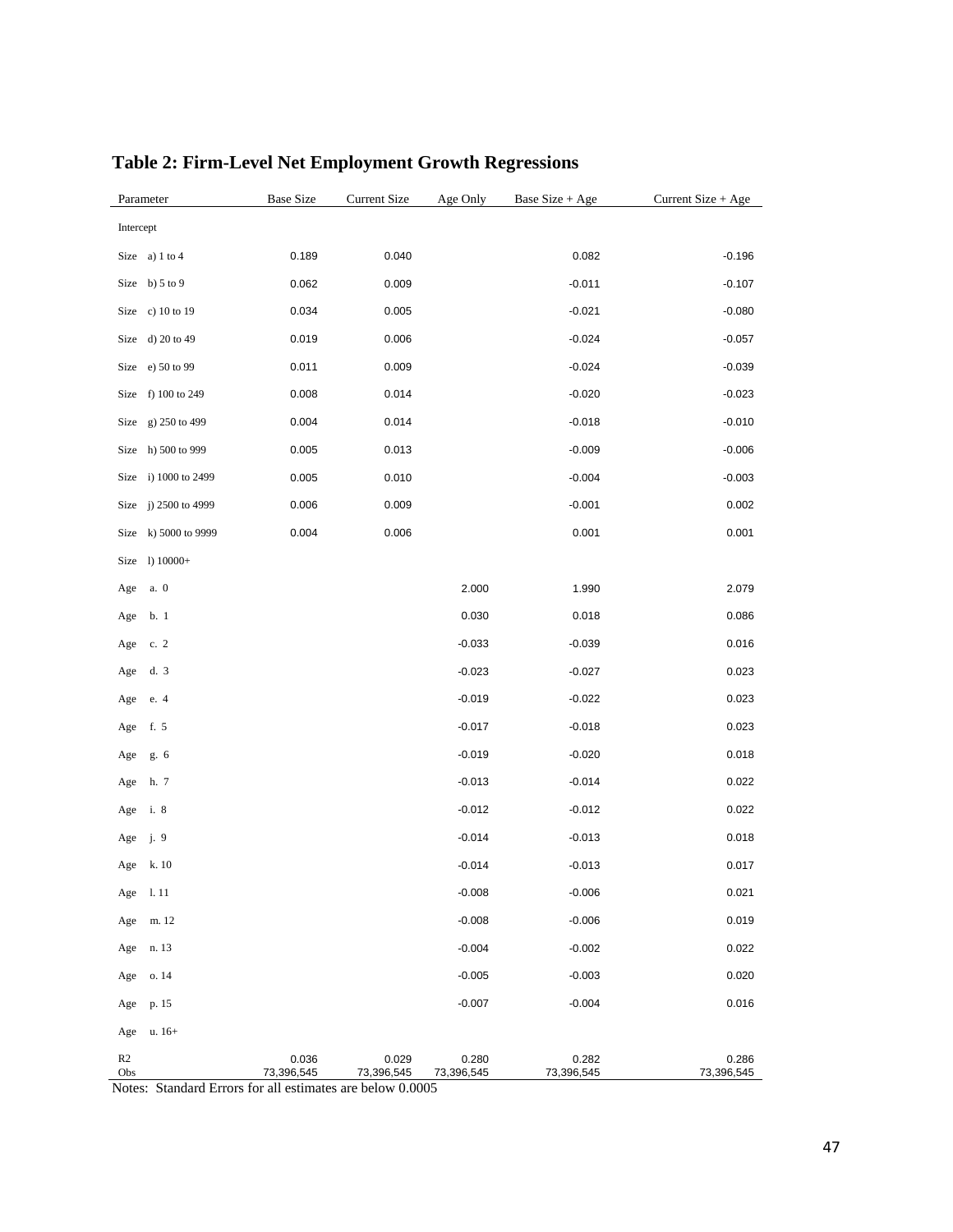## Table 2: Firm-Level Net Employment Growth Regressions

| Parameter | | Base Size | Current Size | Age Only | Base Size + Age | Current Size + Age |
|---|---|---|---|---|---|---|
| Intercept | | | | | | |
| Size | a) 1 to 4 | 0.189 | 0.040 | | 0.082 | -0.196 |
| Size | b) 5 to 9 | 0.062 | 0.009 | | -0.011 | -0.107 |
| Size | c) 10 to 19 | 0.034 | 0.005 | | -0.021 | -0.080 |
| Size | d) 20 to 49 | 0.019 | 0.006 | | -0.024 | -0.057 |
| Size | e) 50 to 99 | 0.011 | 0.009 | | -0.024 | -0.039 |
| Size | f) 100 to 249 | 0.008 | 0.014 | | -0.020 | -0.023 |
| Size | g) 250 to 499 | 0.004 | 0.014 | | -0.018 | -0.010 |
| Size | h) 500 to 999 | 0.005 | 0.013 | | -0.009 | -0.006 |
| Size | i) 1000 to 2499 | 0.005 | 0.010 | | -0.004 | -0.003 |
| Size | j) 2500 to 4999 | 0.006 | 0.009 | | -0.001 | 0.002 |
| Size | k) 5000 to 9999 | 0.004 | 0.006 | | 0.001 | 0.001 |
| Size | l) 10000+ | | | | | |
| Age | a. 0 | | | 2.000 | 1.990 | 2.079 |
| Age | b. 1 | | | 0.030 | 0.018 | 0.086 |
| Age | c. 2 | | | -0.033 | -0.039 | 0.016 |
| Age | d. 3 | | | -0.023 | -0.027 | 0.023 |
| Age | e. 4 | | | -0.019 | -0.022 | 0.023 |
| Age | f. 5 | | | -0.017 | -0.018 | 0.023 |
| Age | g. 6 | | | -0.019 | -0.020 | 0.018 |
| Age | h. 7 | | | -0.013 | -0.014 | 0.022 |
| Age | i. 8 | | | -0.012 | -0.012 | 0.022 |
| Age | j. 9 | | | -0.014 | -0.013 | 0.018 |
| Age | k. 10 | | | -0.014 | -0.013 | 0.017 |
| Age | l. 11 | | | -0.008 | -0.006 | 0.021 |
| Age | m. 12 | | | -0.008 | -0.006 | 0.019 |
| Age | n. 13 | | | -0.004 | -0.002 | 0.022 |
| Age | o. 14 | | | -0.005 | -0.003 | 0.020 |
| Age | p. 15 | | | -0.007 | -0.004 | 0.016 |
| Age | u. 16+ | | | | | |
| R2 | | 0.036 | 0.029 | 0.280 | 0.282 | 0.286 |
| Obs | | 73,396,545 | 73,396,545 | 73,396,545 | 73,396,545 | 73,396,545 |

Notes: Standard Errors for all estimates are below 0.0005